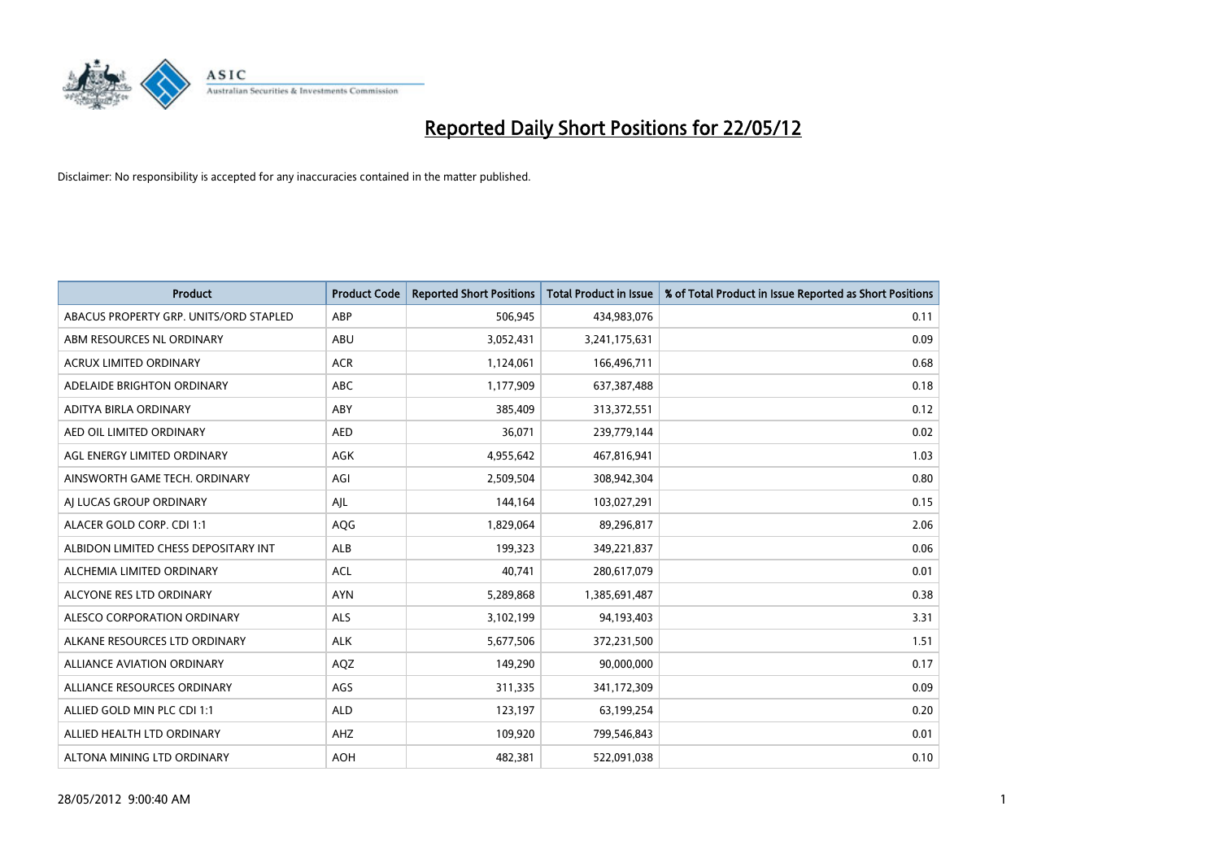# Reported Daily Short Positions for 22/05/12

Disclaimer: No responsibility is accepted for any inaccuracies contained in the matter published.

| Product | Product Code | Reported Short Positions | Total Product in Issue | % of Total Product in Issue Reported as Short Positions |
|---|---|---|---|---|
| ABACUS PROPERTY GRP. UNITS/ORD STAPLED | ABP | 506,945 | 434,983,076 | 0.11 |
| ABM RESOURCES NL ORDINARY | ABU | 3,052,431 | 3,241,175,631 | 0.09 |
| ACRUX LIMITED ORDINARY | ACR | 1,124,061 | 166,496,711 | 0.68 |
| ADELAIDE BRIGHTON ORDINARY | ABC | 1,177,909 | 637,387,488 | 0.18 |
| ADITYA BIRLA ORDINARY | ABY | 385,409 | 313,372,551 | 0.12 |
| AED OIL LIMITED ORDINARY | AED | 36,071 | 239,779,144 | 0.02 |
| AGL ENERGY LIMITED ORDINARY | AGK | 4,955,642 | 467,816,941 | 1.03 |
| AINSWORTH GAME TECH. ORDINARY | AGI | 2,509,504 | 308,942,304 | 0.80 |
| AJ LUCAS GROUP ORDINARY | AJL | 144,164 | 103,027,291 | 0.15 |
| ALACER GOLD CORP. CDI 1:1 | AQG | 1,829,064 | 89,296,817 | 2.06 |
| ALBIDON LIMITED CHESS DEPOSITARY INT | ALB | 199,323 | 349,221,837 | 0.06 |
| ALCHEMIA LIMITED ORDINARY | ACL | 40,741 | 280,617,079 | 0.01 |
| ALCYONE RES LTD ORDINARY | AYN | 5,289,868 | 1,385,691,487 | 0.38 |
| ALESCO CORPORATION ORDINARY | ALS | 3,102,199 | 94,193,403 | 3.31 |
| ALKANE RESOURCES LTD ORDINARY | ALK | 5,677,506 | 372,231,500 | 1.51 |
| ALLIANCE AVIATION ORDINARY | AQZ | 149,290 | 90,000,000 | 0.17 |
| ALLIANCE RESOURCES ORDINARY | AGS | 311,335 | 341,172,309 | 0.09 |
| ALLIED GOLD MIN PLC CDI 1:1 | ALD | 123,197 | 63,199,254 | 0.20 |
| ALLIED HEALTH LTD ORDINARY | AHZ | 109,920 | 799,546,843 | 0.01 |
| ALTONA MINING LTD ORDINARY | AOH | 482,381 | 522,091,038 | 0.10 |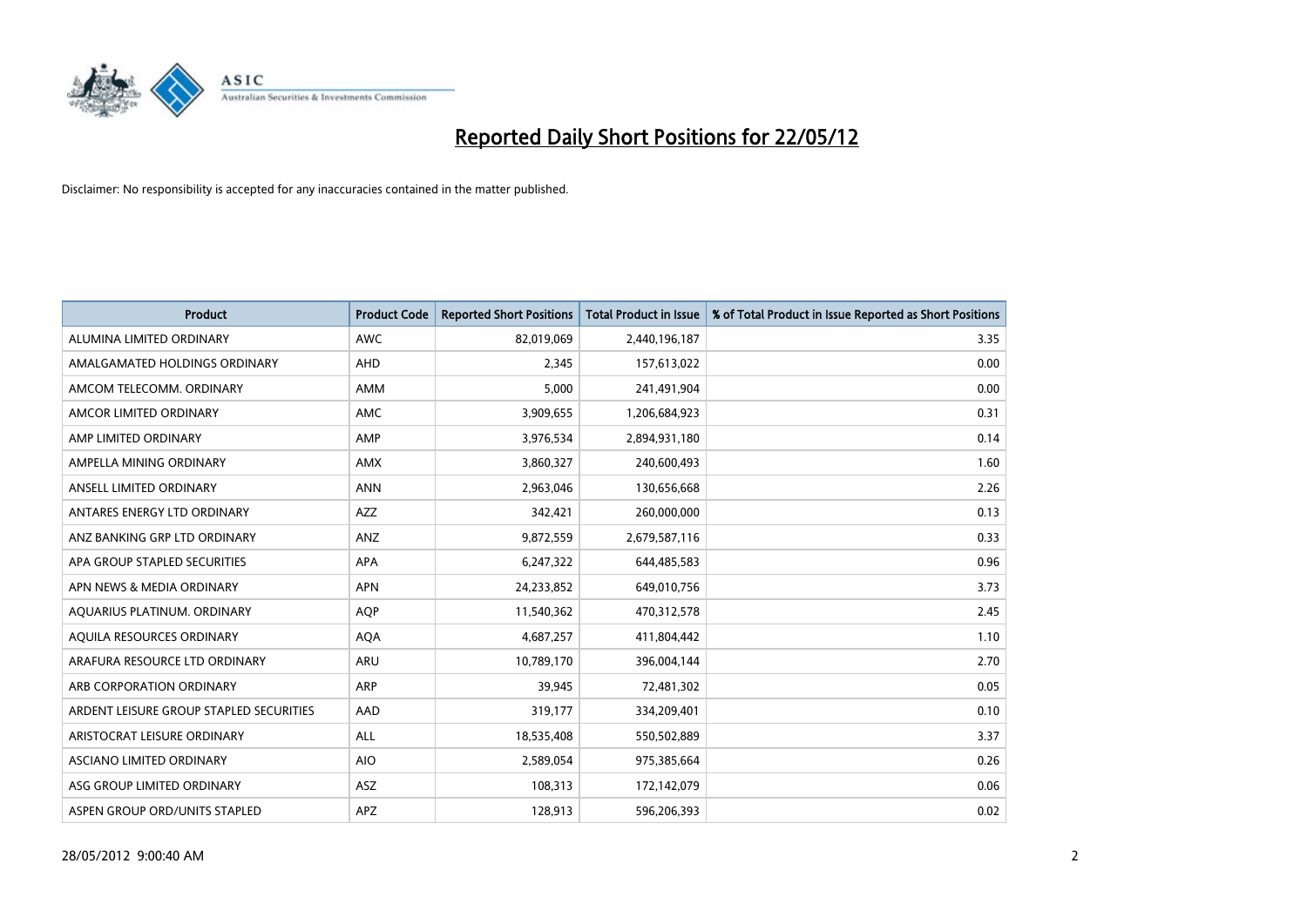# Reported Daily Short Positions for 22/05/12

Disclaimer: No responsibility is accepted for any inaccuracies contained in the matter published.

| Product | Product Code | Reported Short Positions | Total Product in Issue | % of Total Product in Issue Reported as Short Positions |
|---|---|---|---|---|
| ALUMINA LIMITED ORDINARY | AWC | 82,019,069 | 2,440,196,187 | 3.35 |
| AMALGAMATED HOLDINGS ORDINARY | AHD | 2,345 | 157,613,022 | 0.00 |
| AMCOM TELECOMM. ORDINARY | AMM | 5,000 | 241,491,904 | 0.00 |
| AMCOR LIMITED ORDINARY | AMC | 3,909,655 | 1,206,684,923 | 0.31 |
| AMP LIMITED ORDINARY | AMP | 3,976,534 | 2,894,931,180 | 0.14 |
| AMPELLA MINING ORDINARY | AMX | 3,860,327 | 240,600,493 | 1.60 |
| ANSELL LIMITED ORDINARY | ANN | 2,963,046 | 130,656,668 | 2.26 |
| ANTARES ENERGY LTD ORDINARY | AZZ | 342,421 | 260,000,000 | 0.13 |
| ANZ BANKING GRP LTD ORDINARY | ANZ | 9,872,559 | 2,679,587,116 | 0.33 |
| APA GROUP STAPLED SECURITIES | APA | 6,247,322 | 644,485,583 | 0.96 |
| APN NEWS & MEDIA ORDINARY | APN | 24,233,852 | 649,010,756 | 3.73 |
| AQUARIUS PLATINUM. ORDINARY | AQP | 11,540,362 | 470,312,578 | 2.45 |
| AQUILA RESOURCES ORDINARY | AQA | 4,687,257 | 411,804,442 | 1.10 |
| ARAFURA RESOURCE LTD ORDINARY | ARU | 10,789,170 | 396,004,144 | 2.70 |
| ARB CORPORATION ORDINARY | ARP | 39,945 | 72,481,302 | 0.05 |
| ARDENT LEISURE GROUP STAPLED SECURITIES | AAD | 319,177 | 334,209,401 | 0.10 |
| ARISTOCRAT LEISURE ORDINARY | ALL | 18,535,408 | 550,502,889 | 3.37 |
| ASCIANO LIMITED ORDINARY | AIO | 2,589,054 | 975,385,664 | 0.26 |
| ASG GROUP LIMITED ORDINARY | ASZ | 108,313 | 172,142,079 | 0.06 |
| ASPEN GROUP ORD/UNITS STAPLED | APZ | 128,913 | 596,206,393 | 0.02 |

28/05/2012 9:00:40 AM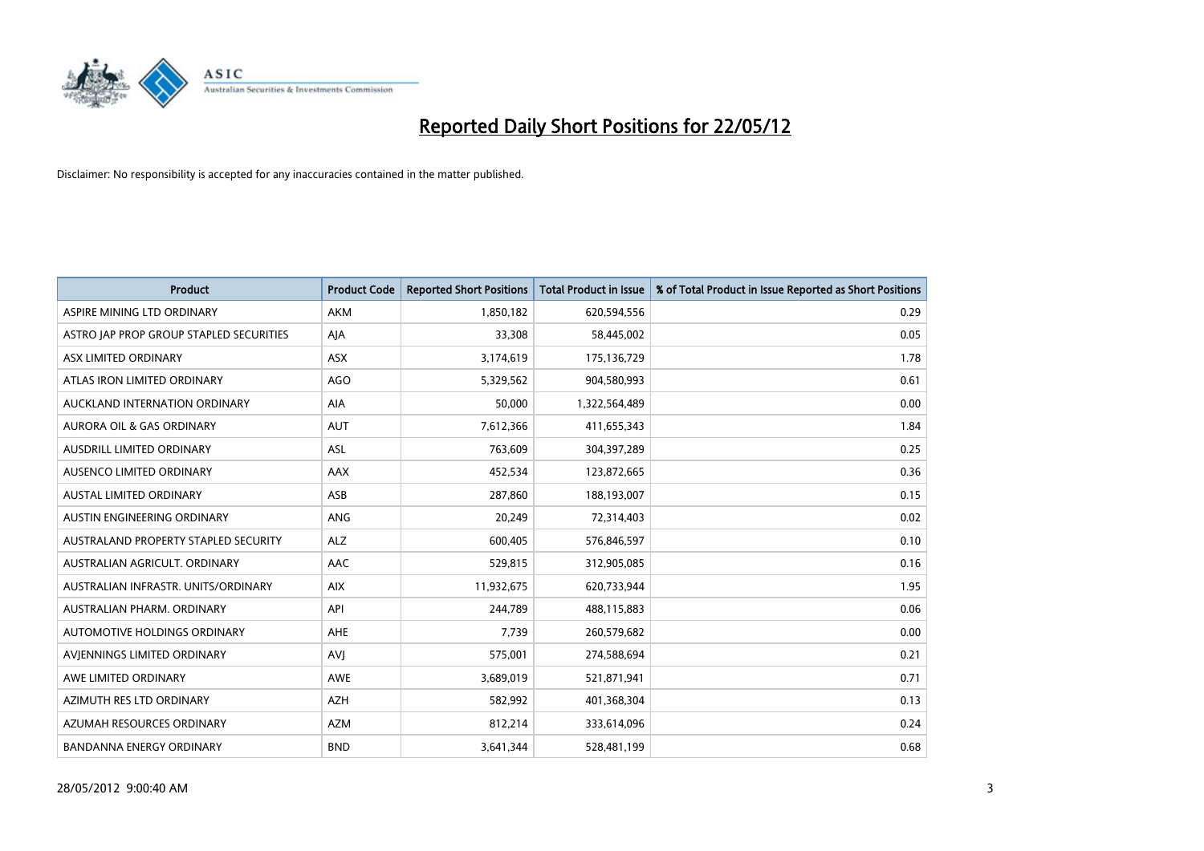# Reported Daily Short Positions for 22/05/12

Disclaimer: No responsibility is accepted for any inaccuracies contained in the matter published.

| Product | Product Code | Reported Short Positions | Total Product in Issue | % of Total Product in Issue Reported as Short Positions |
|---|---|---|---|---|
| ASPIRE MINING LTD ORDINARY | AKM | 1,850,182 | 620,594,556 | 0.29 |
| ASTRO JAP PROP GROUP STAPLED SECURITIES | AJA | 33,308 | 58,445,002 | 0.05 |
| ASX LIMITED ORDINARY | ASX | 3,174,619 | 175,136,729 | 1.78 |
| ATLAS IRON LIMITED ORDINARY | AGO | 5,329,562 | 904,580,993 | 0.61 |
| AUCKLAND INTERNATION ORDINARY | AIA | 50,000 | 1,322,564,489 | 0.00 |
| AURORA OIL & GAS ORDINARY | AUT | 7,612,366 | 411,655,343 | 1.84 |
| AUSDRILL LIMITED ORDINARY | ASL | 763,609 | 304,397,289 | 0.25 |
| AUSENCO LIMITED ORDINARY | AAX | 452,534 | 123,872,665 | 0.36 |
| AUSTAL LIMITED ORDINARY | ASB | 287,860 | 188,193,007 | 0.15 |
| AUSTIN ENGINEERING ORDINARY | ANG | 20,249 | 72,314,403 | 0.02 |
| AUSTRALAND PROPERTY STAPLED SECURITY | ALZ | 600,405 | 576,846,597 | 0.10 |
| AUSTRALIAN AGRICULT. ORDINARY | AAC | 529,815 | 312,905,085 | 0.16 |
| AUSTRALIAN INFRASTR. UNITS/ORDINARY | AIX | 11,932,675 | 620,733,944 | 1.95 |
| AUSTRALIAN PHARM. ORDINARY | API | 244,789 | 488,115,883 | 0.06 |
| AUTOMOTIVE HOLDINGS ORDINARY | AHE | 7,739 | 260,579,682 | 0.00 |
| AVJENNINGS LIMITED ORDINARY | AVJ | 575,001 | 274,588,694 | 0.21 |
| AWE LIMITED ORDINARY | AWE | 3,689,019 | 521,871,941 | 0.71 |
| AZIMUTH RES LTD ORDINARY | AZH | 582,992 | 401,368,304 | 0.13 |
| AZUMAH RESOURCES ORDINARY | AZM | 812,214 | 333,614,096 | 0.24 |
| BANDANNA ENERGY ORDINARY | BND | 3,641,344 | 528,481,199 | 0.68 |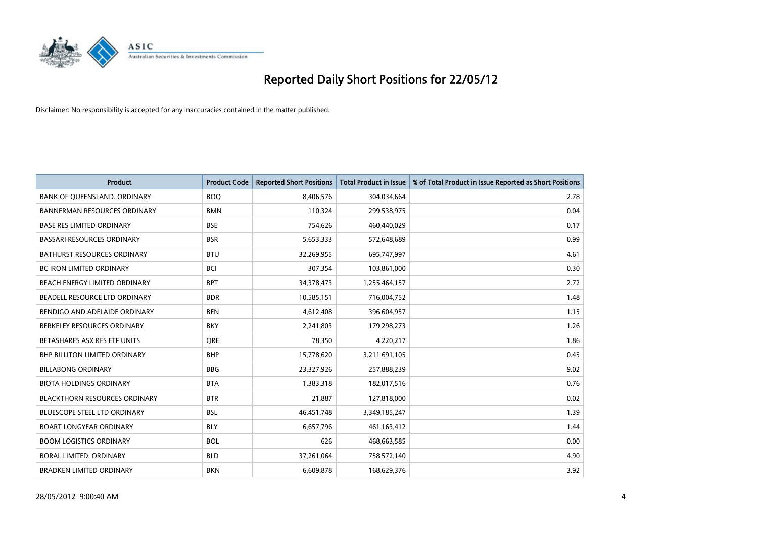# Reported Daily Short Positions for 22/05/12

Disclaimer: No responsibility is accepted for any inaccuracies contained in the matter published.

| Product | Product Code | Reported Short Positions | Total Product in Issue | % of Total Product in Issue Reported as Short Positions |
|---|---|---|---|---|
| BANK OF QUEENSLAND. ORDINARY | BOQ | 8,406,576 | 304,034,664 | 2.78 |
| BANNERMAN RESOURCES ORDINARY | BMN | 110,324 | 299,538,975 | 0.04 |
| BASE RES LIMITED ORDINARY | BSE | 754,626 | 460,440,029 | 0.17 |
| BASSARI RESOURCES ORDINARY | BSR | 5,653,333 | 572,648,689 | 0.99 |
| BATHURST RESOURCES ORDINARY | BTU | 32,269,955 | 695,747,997 | 4.61 |
| BC IRON LIMITED ORDINARY | BCI | 307,354 | 103,861,000 | 0.30 |
| BEACH ENERGY LIMITED ORDINARY | BPT | 34,378,473 | 1,255,464,157 | 2.72 |
| BEADELL RESOURCE LTD ORDINARY | BDR | 10,585,151 | 716,004,752 | 1.48 |
| BENDIGO AND ADELAIDE ORDINARY | BEN | 4,612,408 | 396,604,957 | 1.15 |
| BERKELEY RESOURCES ORDINARY | BKY | 2,241,803 | 179,298,273 | 1.26 |
| BETASHARES ASX RES ETF UNITS | QRE | 78,350 | 4,220,217 | 1.86 |
| BHP BILLITON LIMITED ORDINARY | BHP | 15,778,620 | 3,211,691,105 | 0.45 |
| BILLABONG ORDINARY | BBG | 23,327,926 | 257,888,239 | 9.02 |
| BIOTA HOLDINGS ORDINARY | BTA | 1,383,318 | 182,017,516 | 0.76 |
| BLACKTHORN RESOURCES ORDINARY | BTR | 21,887 | 127,818,000 | 0.02 |
| BLUESCOPE STEEL LTD ORDINARY | BSL | 46,451,748 | 3,349,185,247 | 1.39 |
| BOART LONGYEAR ORDINARY | BLY | 6,657,796 | 461,163,412 | 1.44 |
| BOOM LOGISTICS ORDINARY | BOL | 626 | 468,663,585 | 0.00 |
| BORAL LIMITED. ORDINARY | BLD | 37,261,064 | 758,572,140 | 4.90 |
| BRADKEN LIMITED ORDINARY | BKN | 6,609,878 | 168,629,376 | 3.92 |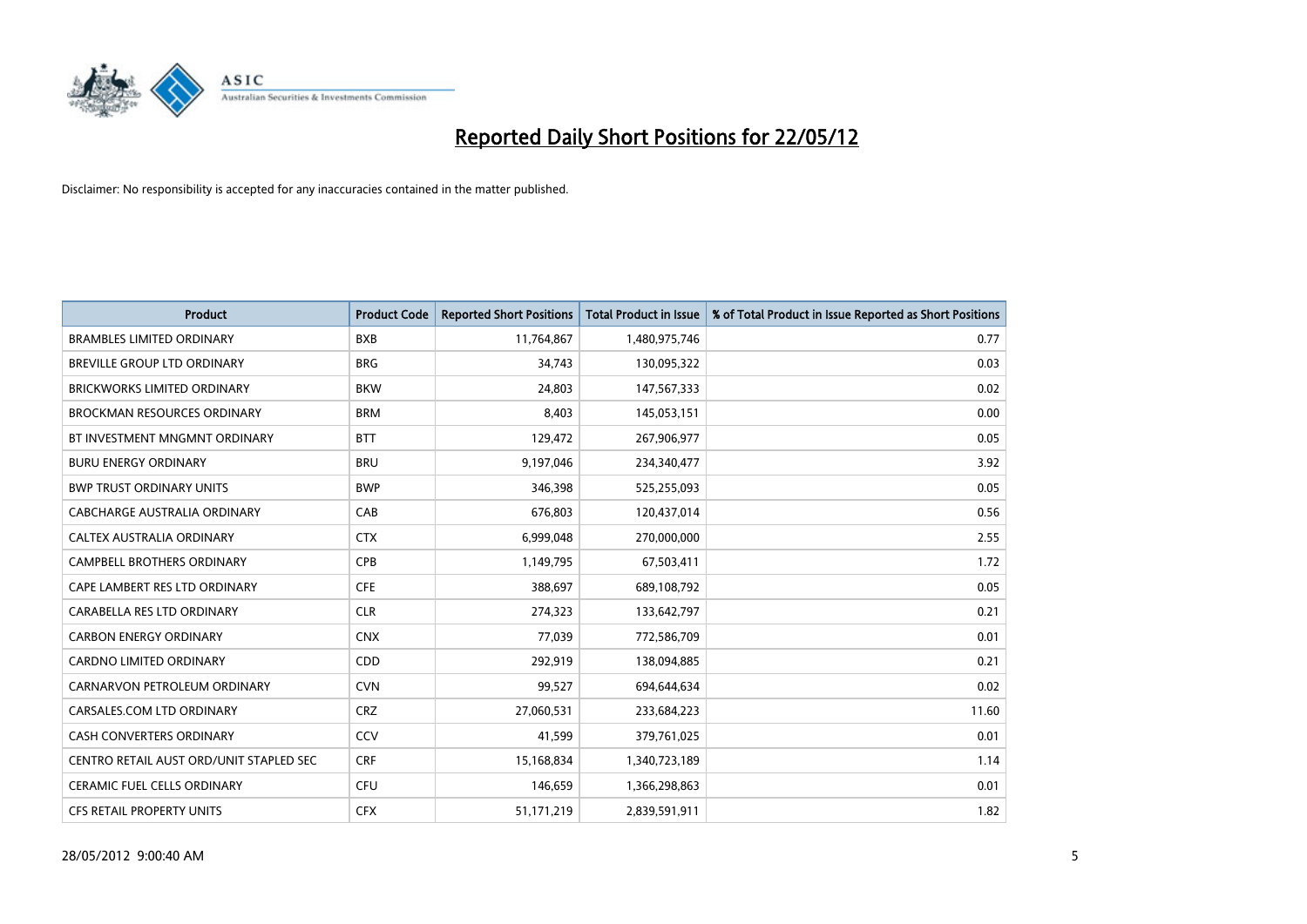# Reported Daily Short Positions for 22/05/12

Disclaimer: No responsibility is accepted for any inaccuracies contained in the matter published.

| Product | Product Code | Reported Short Positions | Total Product in Issue | % of Total Product in Issue Reported as Short Positions |
|---|---|---|---|---|
| BRAMBLES LIMITED ORDINARY | BXB | 11,764,867 | 1,480,975,746 | 0.77 |
| BREVILLE GROUP LTD ORDINARY | BRG | 34,743 | 130,095,322 | 0.03 |
| BRICKWORKS LIMITED ORDINARY | BKW | 24,803 | 147,567,333 | 0.02 |
| BROCKMAN RESOURCES ORDINARY | BRM | 8,403 | 145,053,151 | 0.00 |
| BT INVESTMENT MNGMNT ORDINARY | BTT | 129,472 | 267,906,977 | 0.05 |
| BURU ENERGY ORDINARY | BRU | 9,197,046 | 234,340,477 | 3.92 |
| BWP TRUST ORDINARY UNITS | BWP | 346,398 | 525,255,093 | 0.05 |
| CABCHARGE AUSTRALIA ORDINARY | CAB | 676,803 | 120,437,014 | 0.56 |
| CALTEX AUSTRALIA ORDINARY | CTX | 6,999,048 | 270,000,000 | 2.55 |
| CAMPBELL BROTHERS ORDINARY | CPB | 1,149,795 | 67,503,411 | 1.72 |
| CAPE LAMBERT RES LTD ORDINARY | CFE | 388,697 | 689,108,792 | 0.05 |
| CARABELLA RES LTD ORDINARY | CLR | 274,323 | 133,642,797 | 0.21 |
| CARBON ENERGY ORDINARY | CNX | 77,039 | 772,586,709 | 0.01 |
| CARDNO LIMITED ORDINARY | CDD | 292,919 | 138,094,885 | 0.21 |
| CARNARVON PETROLEUM ORDINARY | CVN | 99,527 | 694,644,634 | 0.02 |
| CARSALES.COM LTD ORDINARY | CRZ | 27,060,531 | 233,684,223 | 11.60 |
| CASH CONVERTERS ORDINARY | CCV | 41,599 | 379,761,025 | 0.01 |
| CENTRO RETAIL AUST ORD/UNIT STAPLED SEC | CRF | 15,168,834 | 1,340,723,189 | 1.14 |
| CERAMIC FUEL CELLS ORDINARY | CFU | 146,659 | 1,366,298,863 | 0.01 |
| CFS RETAIL PROPERTY UNITS | CFX | 51,171,219 | 2,839,591,911 | 1.82 |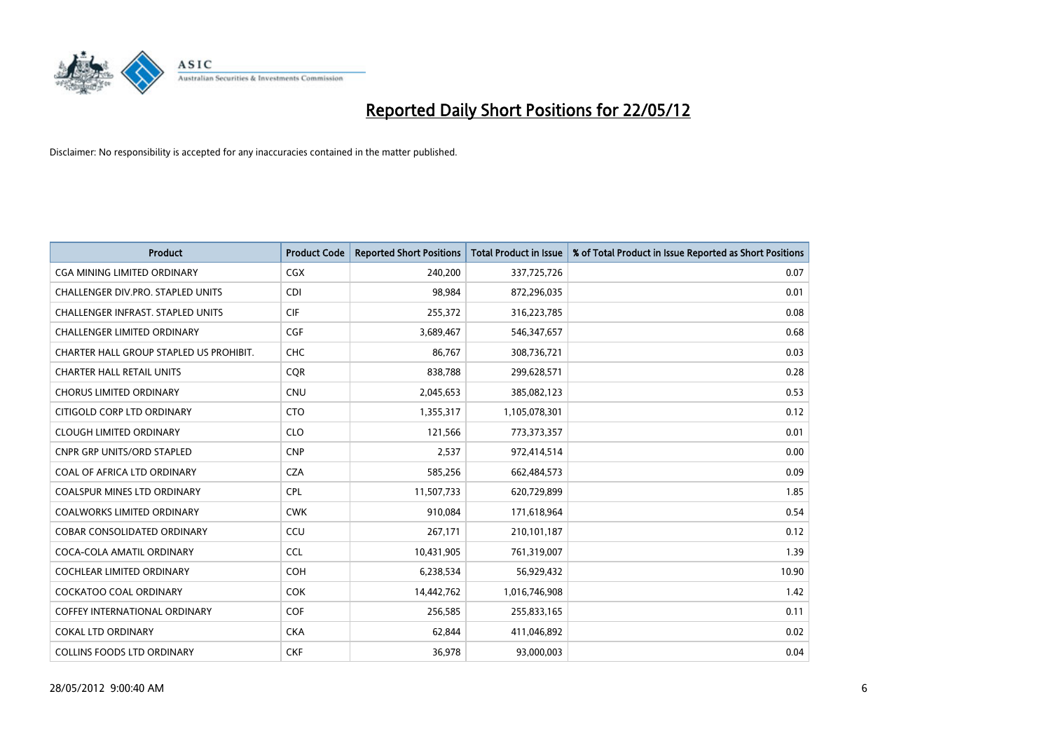# Reported Daily Short Positions for 22/05/12

Disclaimer: No responsibility is accepted for any inaccuracies contained in the matter published.

| Product | Product Code | Reported Short Positions | Total Product in Issue | % of Total Product in Issue Reported as Short Positions |
|---|---|---|---|---|
| CGA MINING LIMITED ORDINARY | CGX | 240,200 | 337,725,726 | 0.07 |
| CHALLENGER DIV.PRO. STAPLED UNITS | CDI | 98,984 | 872,296,035 | 0.01 |
| CHALLENGER INFRAST. STAPLED UNITS | CIF | 255,372 | 316,223,785 | 0.08 |
| CHALLENGER LIMITED ORDINARY | CGF | 3,689,467 | 546,347,657 | 0.68 |
| CHARTER HALL GROUP STAPLED US PROHIBIT. | CHC | 86,767 | 308,736,721 | 0.03 |
| CHARTER HALL RETAIL UNITS | CQR | 838,788 | 299,628,571 | 0.28 |
| CHORUS LIMITED ORDINARY | CNU | 2,045,653 | 385,082,123 | 0.53 |
| CITIGOLD CORP LTD ORDINARY | CTO | 1,355,317 | 1,105,078,301 | 0.12 |
| CLOUGH LIMITED ORDINARY | CLO | 121,566 | 773,373,357 | 0.01 |
| CNPR GRP UNITS/ORD STAPLED | CNP | 2,537 | 972,414,514 | 0.00 |
| COAL OF AFRICA LTD ORDINARY | CZA | 585,256 | 662,484,573 | 0.09 |
| COALSPUR MINES LTD ORDINARY | CPL | 11,507,733 | 620,729,899 | 1.85 |
| COALWORKS LIMITED ORDINARY | CWK | 910,084 | 171,618,964 | 0.54 |
| COBAR CONSOLIDATED ORDINARY | CCU | 267,171 | 210,101,187 | 0.12 |
| COCA-COLA AMATIL ORDINARY | CCL | 10,431,905 | 761,319,007 | 1.39 |
| COCHLEAR LIMITED ORDINARY | COH | 6,238,534 | 56,929,432 | 10.90 |
| COCKATOO COAL ORDINARY | COK | 14,442,762 | 1,016,746,908 | 1.42 |
| COFFEY INTERNATIONAL ORDINARY | COF | 256,585 | 255,833,165 | 0.11 |
| COKAL LTD ORDINARY | CKA | 62,844 | 411,046,892 | 0.02 |
| COLLINS FOODS LTD ORDINARY | CKF | 36,978 | 93,000,003 | 0.04 |

28/05/2012 9:00:40 AM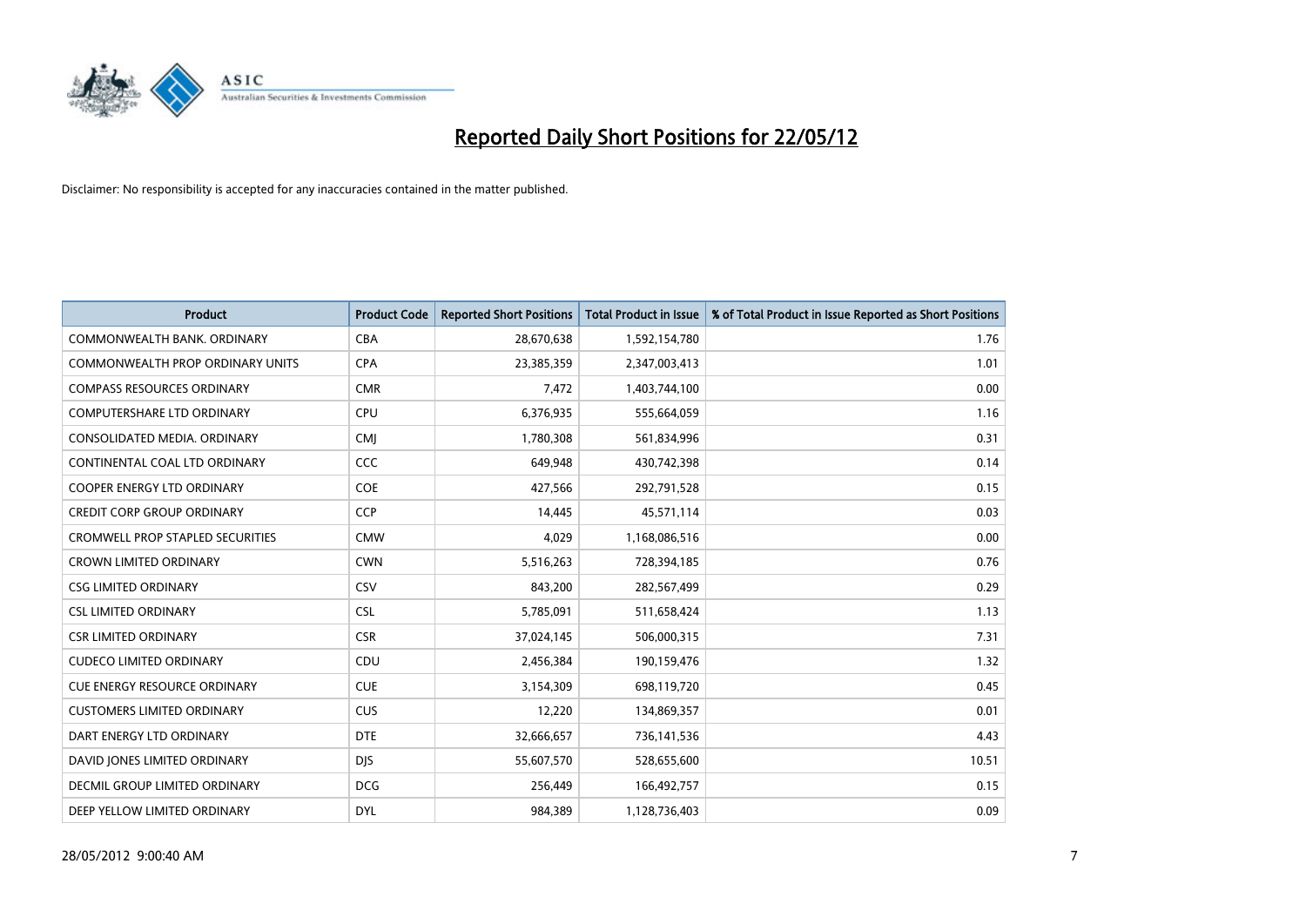# Reported Daily Short Positions for 22/05/12

Disclaimer: No responsibility is accepted for any inaccuracies contained in the matter published.

| Product | Product Code | Reported Short Positions | Total Product in Issue | % of Total Product in Issue Reported as Short Positions |
|---|---|---|---|---|
| COMMONWEALTH BANK. ORDINARY | CBA | 28,670,638 | 1,592,154,780 | 1.76 |
| COMMONWEALTH PROP ORDINARY UNITS | CPA | 23,385,359 | 2,347,003,413 | 1.01 |
| COMPASS RESOURCES ORDINARY | CMR | 7,472 | 1,403,744,100 | 0.00 |
| COMPUTERSHARE LTD ORDINARY | CPU | 6,376,935 | 555,664,059 | 1.16 |
| CONSOLIDATED MEDIA. ORDINARY | CMJ | 1,780,308 | 561,834,996 | 0.31 |
| CONTINENTAL COAL LTD ORDINARY | CCC | 649,948 | 430,742,398 | 0.14 |
| COOPER ENERGY LTD ORDINARY | COE | 427,566 | 292,791,528 | 0.15 |
| CREDIT CORP GROUP ORDINARY | CCP | 14,445 | 45,571,114 | 0.03 |
| CROMWELL PROP STAPLED SECURITIES | CMW | 4,029 | 1,168,086,516 | 0.00 |
| CROWN LIMITED ORDINARY | CWN | 5,516,263 | 728,394,185 | 0.76 |
| CSG LIMITED ORDINARY | CSV | 843,200 | 282,567,499 | 0.29 |
| CSL LIMITED ORDINARY | CSL | 5,785,091 | 511,658,424 | 1.13 |
| CSR LIMITED ORDINARY | CSR | 37,024,145 | 506,000,315 | 7.31 |
| CUDECO LIMITED ORDINARY | CDU | 2,456,384 | 190,159,476 | 1.32 |
| CUE ENERGY RESOURCE ORDINARY | CUE | 3,154,309 | 698,119,720 | 0.45 |
| CUSTOMERS LIMITED ORDINARY | CUS | 12,220 | 134,869,357 | 0.01 |
| DART ENERGY LTD ORDINARY | DTE | 32,666,657 | 736,141,536 | 4.43 |
| DAVID JONES LIMITED ORDINARY | DJS | 55,607,570 | 528,655,600 | 10.51 |
| DECMIL GROUP LIMITED ORDINARY | DCG | 256,449 | 166,492,757 | 0.15 |
| DEEP YELLOW LIMITED ORDINARY | DYL | 984,389 | 1,128,736,403 | 0.09 |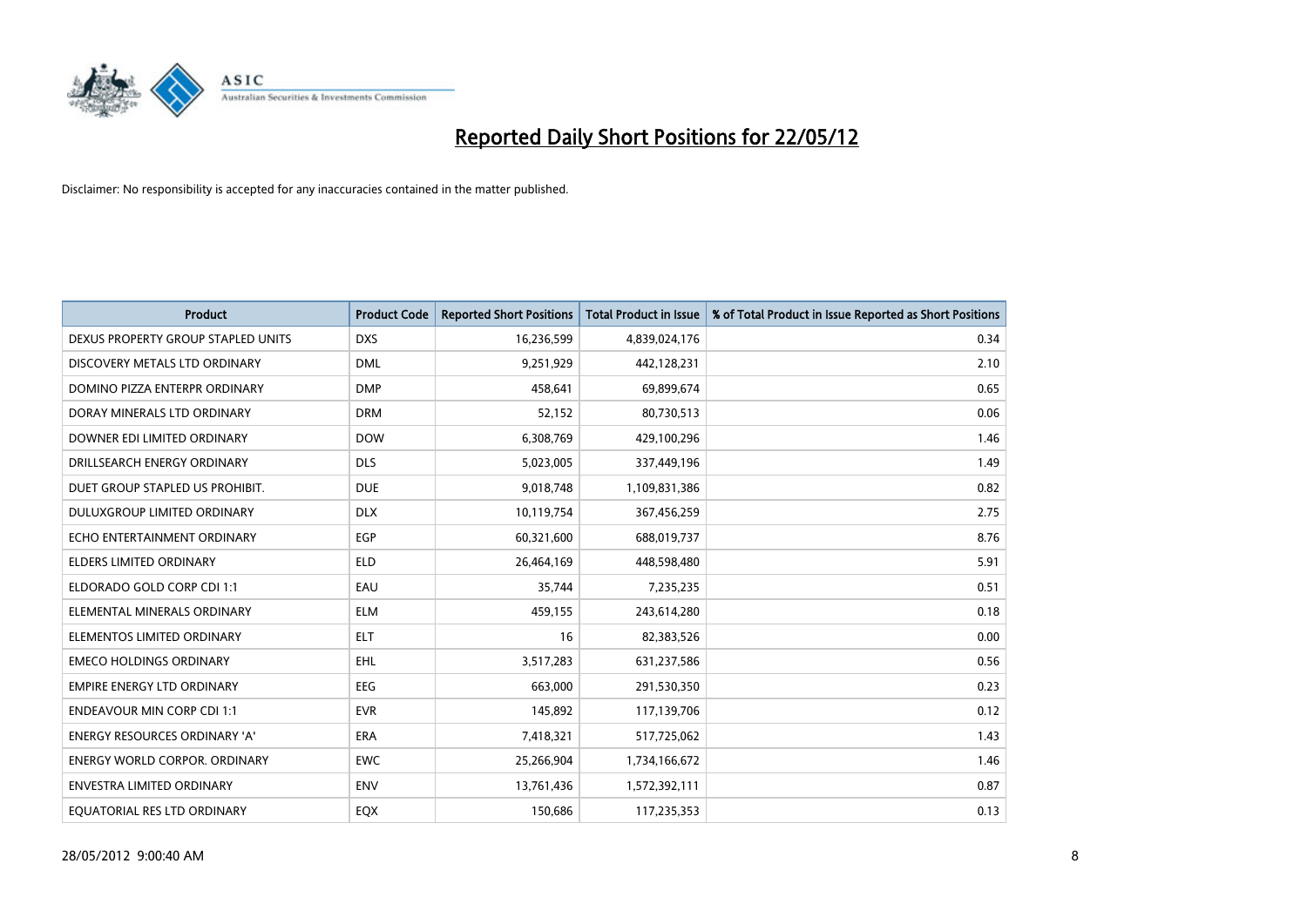# Reported Daily Short Positions for 22/05/12

Disclaimer: No responsibility is accepted for any inaccuracies contained in the matter published.

| Product | Product Code | Reported Short Positions | Total Product in Issue | % of Total Product in Issue Reported as Short Positions |
|---|---|---|---|---|
| DEXUS PROPERTY GROUP STAPLED UNITS | DXS | 16,236,599 | 4,839,024,176 | 0.34 |
| DISCOVERY METALS LTD ORDINARY | DML | 9,251,929 | 442,128,231 | 2.10 |
| DOMINO PIZZA ENTERPR ORDINARY | DMP | 458,641 | 69,899,674 | 0.65 |
| DORAY MINERALS LTD ORDINARY | DRM | 52,152 | 80,730,513 | 0.06 |
| DOWNER EDI LIMITED ORDINARY | DOW | 6,308,769 | 429,100,296 | 1.46 |
| DRILLSEARCH ENERGY ORDINARY | DLS | 5,023,005 | 337,449,196 | 1.49 |
| DUET GROUP STAPLED US PROHIBIT. | DUE | 9,018,748 | 1,109,831,386 | 0.82 |
| DULUXGROUP LIMITED ORDINARY | DLX | 10,119,754 | 367,456,259 | 2.75 |
| ECHO ENTERTAINMENT ORDINARY | EGP | 60,321,600 | 688,019,737 | 8.76 |
| ELDERS LIMITED ORDINARY | ELD | 26,464,169 | 448,598,480 | 5.91 |
| ELDORADO GOLD CORP CDI 1:1 | EAU | 35,744 | 7,235,235 | 0.51 |
| ELEMENTAL MINERALS ORDINARY | ELM | 459,155 | 243,614,280 | 0.18 |
| ELEMENTOS LIMITED ORDINARY | ELT | 16 | 82,383,526 | 0.00 |
| EMECO HOLDINGS ORDINARY | EHL | 3,517,283 | 631,237,586 | 0.56 |
| EMPIRE ENERGY LTD ORDINARY | EEG | 663,000 | 291,530,350 | 0.23 |
| ENDEAVOUR MIN CORP CDI 1:1 | EVR | 145,892 | 117,139,706 | 0.12 |
| ENERGY RESOURCES ORDINARY 'A' | ERA | 7,418,321 | 517,725,062 | 1.43 |
| ENERGY WORLD CORPOR. ORDINARY | EWC | 25,266,904 | 1,734,166,672 | 1.46 |
| ENVESTRA LIMITED ORDINARY | ENV | 13,761,436 | 1,572,392,111 | 0.87 |
| EQUATORIAL RES LTD ORDINARY | EQX | 150,686 | 117,235,353 | 0.13 |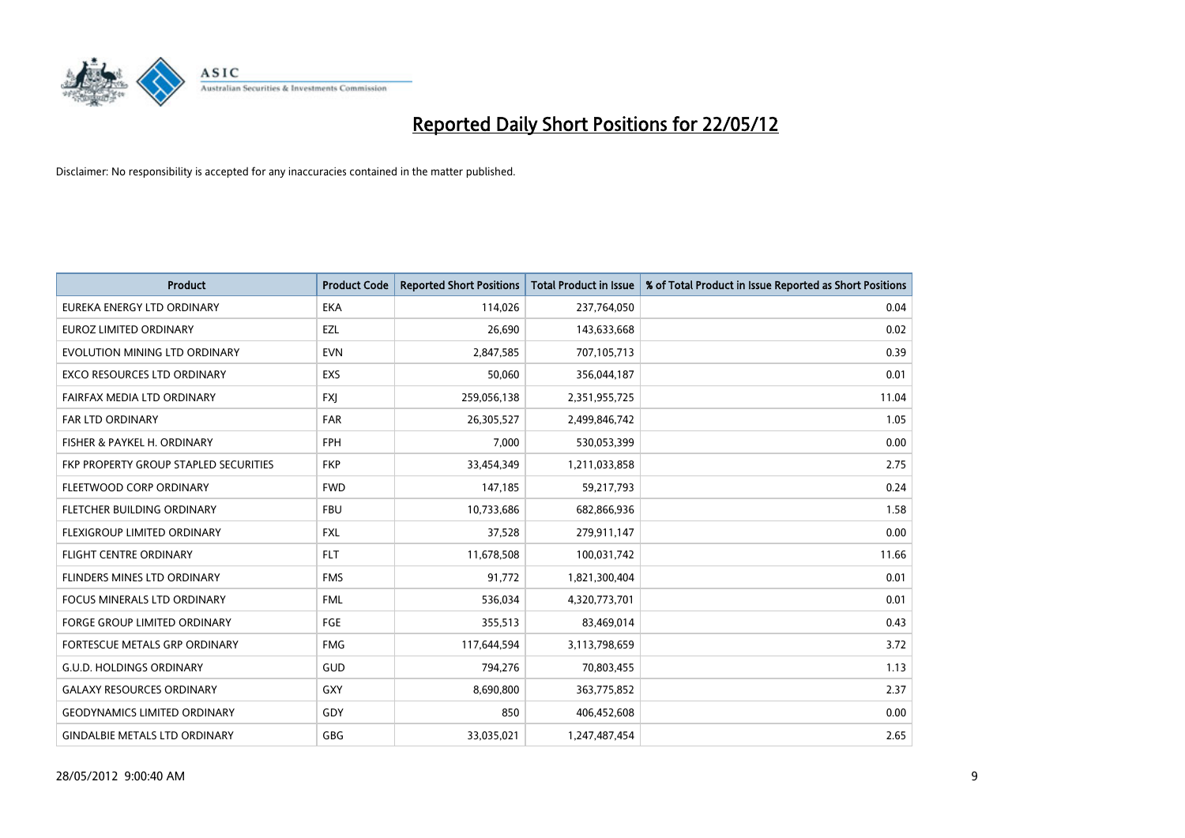# Reported Daily Short Positions for 22/05/12

Disclaimer: No responsibility is accepted for any inaccuracies contained in the matter published.

| Product | Product Code | Reported Short Positions | Total Product in Issue | % of Total Product in Issue Reported as Short Positions |
|---|---|---|---|---|
| EUREKA ENERGY LTD ORDINARY | EKA | 114,026 | 237,764,050 | 0.04 |
| EUROZ LIMITED ORDINARY | EZL | 26,690 | 143,633,668 | 0.02 |
| EVOLUTION MINING LTD ORDINARY | EVN | 2,847,585 | 707,105,713 | 0.39 |
| EXCO RESOURCES LTD ORDINARY | EXS | 50,060 | 356,044,187 | 0.01 |
| FAIRFAX MEDIA LTD ORDINARY | FXJ | 259,056,138 | 2,351,955,725 | 11.04 |
| FAR LTD ORDINARY | FAR | 26,305,527 | 2,499,846,742 | 1.05 |
| FISHER & PAYKEL H. ORDINARY | FPH | 7,000 | 530,053,399 | 0.00 |
| FKP PROPERTY GROUP STAPLED SECURITIES | FKP | 33,454,349 | 1,211,033,858 | 2.75 |
| FLEETWOOD CORP ORDINARY | FWD | 147,185 | 59,217,793 | 0.24 |
| FLETCHER BUILDING ORDINARY | FBU | 10,733,686 | 682,866,936 | 1.58 |
| FLEXIGROUP LIMITED ORDINARY | FXL | 37,528 | 279,911,147 | 0.00 |
| FLIGHT CENTRE ORDINARY | FLT | 11,678,508 | 100,031,742 | 11.66 |
| FLINDERS MINES LTD ORDINARY | FMS | 91,772 | 1,821,300,404 | 0.01 |
| FOCUS MINERALS LTD ORDINARY | FML | 536,034 | 4,320,773,701 | 0.01 |
| FORGE GROUP LIMITED ORDINARY | FGE | 355,513 | 83,469,014 | 0.43 |
| FORTESCUE METALS GRP ORDINARY | FMG | 117,644,594 | 3,113,798,659 | 3.72 |
| G.U.D. HOLDINGS ORDINARY | GUD | 794,276 | 70,803,455 | 1.13 |
| GALAXY RESOURCES ORDINARY | GXY | 8,690,800 | 363,775,852 | 2.37 |
| GEODYNAMICS LIMITED ORDINARY | GDY | 850 | 406,452,608 | 0.00 |
| GINDALBIE METALS LTD ORDINARY | GBG | 33,035,021 | 1,247,487,454 | 2.65 |

28/05/2012 9:00:40 AM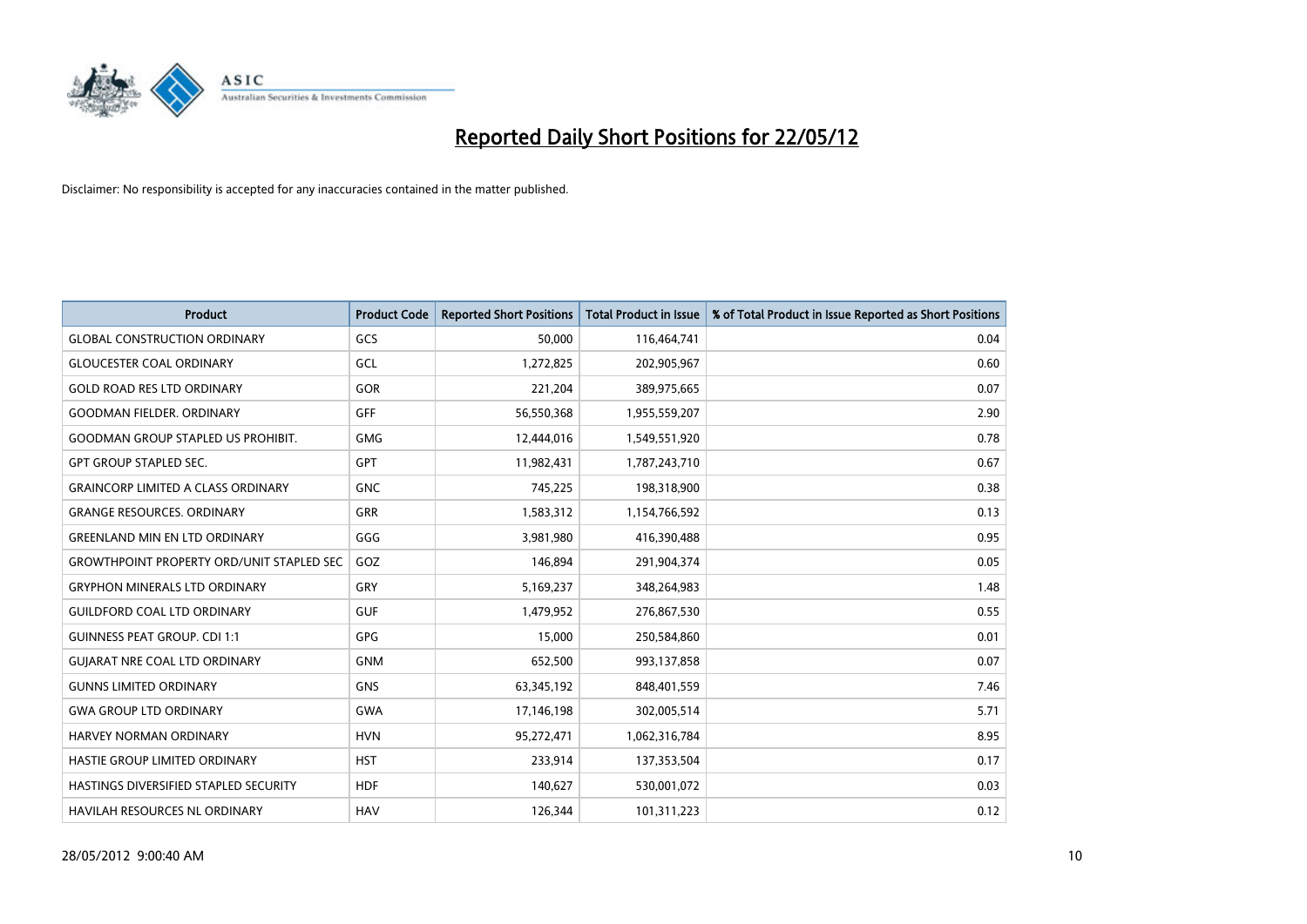# Reported Daily Short Positions for 22/05/12

Disclaimer: No responsibility is accepted for any inaccuracies contained in the matter published.

| Product | Product Code | Reported Short Positions | Total Product in Issue | % of Total Product in Issue Reported as Short Positions |
|---|---|---|---|---|
| GLOBAL CONSTRUCTION ORDINARY | GCS | 50,000 | 116,464,741 | 0.04 |
| GLOUCESTER COAL ORDINARY | GCL | 1,272,825 | 202,905,967 | 0.60 |
| GOLD ROAD RES LTD ORDINARY | GOR | 221,204 | 389,975,665 | 0.07 |
| GOODMAN FIELDER. ORDINARY | GFF | 56,550,368 | 1,955,559,207 | 2.90 |
| GOODMAN GROUP STAPLED US PROHIBIT. | GMG | 12,444,016 | 1,549,551,920 | 0.78 |
| GPT GROUP STAPLED SEC. | GPT | 11,982,431 | 1,787,243,710 | 0.67 |
| GRAINCORP LIMITED A CLASS ORDINARY | GNC | 745,225 | 198,318,900 | 0.38 |
| GRANGE RESOURCES. ORDINARY | GRR | 1,583,312 | 1,154,766,592 | 0.13 |
| GREENLAND MIN EN LTD ORDINARY | GGG | 3,981,980 | 416,390,488 | 0.95 |
| GROWTHPOINT PROPERTY ORD/UNIT STAPLED SEC | GOZ | 146,894 | 291,904,374 | 0.05 |
| GRYPHON MINERALS LTD ORDINARY | GRY | 5,169,237 | 348,264,983 | 1.48 |
| GUILDFORD COAL LTD ORDINARY | GUF | 1,479,952 | 276,867,530 | 0.55 |
| GUINNESS PEAT GROUP. CDI 1:1 | GPG | 15,000 | 250,584,860 | 0.01 |
| GUJARAT NRE COAL LTD ORDINARY | GNM | 652,500 | 993,137,858 | 0.07 |
| GUNNS LIMITED ORDINARY | GNS | 63,345,192 | 848,401,559 | 7.46 |
| GWA GROUP LTD ORDINARY | GWA | 17,146,198 | 302,005,514 | 5.71 |
| HARVEY NORMAN ORDINARY | HVN | 95,272,471 | 1,062,316,784 | 8.95 |
| HASTIE GROUP LIMITED ORDINARY | HST | 233,914 | 137,353,504 | 0.17 |
| HASTINGS DIVERSIFIED STAPLED SECURITY | HDF | 140,627 | 530,001,072 | 0.03 |
| HAVILAH RESOURCES NL ORDINARY | HAV | 126,344 | 101,311,223 | 0.12 |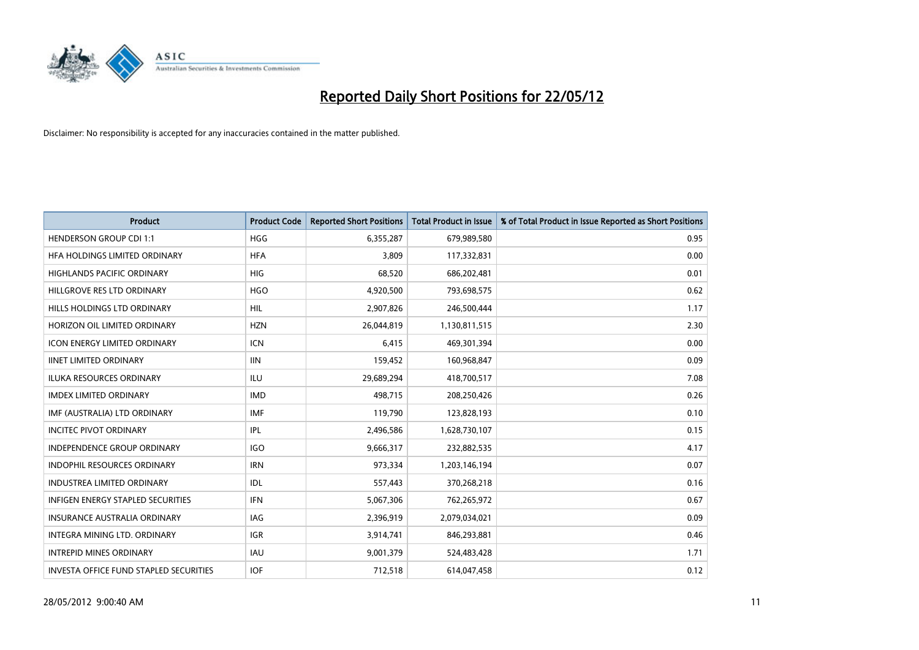# Reported Daily Short Positions for 22/05/12

Disclaimer: No responsibility is accepted for any inaccuracies contained in the matter published.

| Product | Product Code | Reported Short Positions | Total Product in Issue | % of Total Product in Issue Reported as Short Positions |
|---|---|---|---|---|
| HENDERSON GROUP CDI 1:1 | HGG | 6,355,287 | 679,989,580 | 0.95 |
| HFA HOLDINGS LIMITED ORDINARY | HFA | 3,809 | 117,332,831 | 0.00 |
| HIGHLANDS PACIFIC ORDINARY | HIG | 68,520 | 686,202,481 | 0.01 |
| HILLGROVE RES LTD ORDINARY | HGO | 4,920,500 | 793,698,575 | 0.62 |
| HILLS HOLDINGS LTD ORDINARY | HIL | 2,907,826 | 246,500,444 | 1.17 |
| HORIZON OIL LIMITED ORDINARY | HZN | 26,044,819 | 1,130,811,515 | 2.30 |
| ICON ENERGY LIMITED ORDINARY | ICN | 6,415 | 469,301,394 | 0.00 |
| IINET LIMITED ORDINARY | IIN | 159,452 | 160,968,847 | 0.09 |
| ILUKA RESOURCES ORDINARY | ILU | 29,689,294 | 418,700,517 | 7.08 |
| IMDEX LIMITED ORDINARY | IMD | 498,715 | 208,250,426 | 0.26 |
| IMF (AUSTRALIA) LTD ORDINARY | IMF | 119,790 | 123,828,193 | 0.10 |
| INCITEC PIVOT ORDINARY | IPL | 2,496,586 | 1,628,730,107 | 0.15 |
| INDEPENDENCE GROUP ORDINARY | IGO | 9,666,317 | 232,882,535 | 4.17 |
| INDOPHIL RESOURCES ORDINARY | IRN | 973,334 | 1,203,146,194 | 0.07 |
| INDUSTREA LIMITED ORDINARY | IDL | 557,443 | 370,268,218 | 0.16 |
| INFIGEN ENERGY STAPLED SECURITIES | IFN | 5,067,306 | 762,265,972 | 0.67 |
| INSURANCE AUSTRALIA ORDINARY | IAG | 2,396,919 | 2,079,034,021 | 0.09 |
| INTEGRA MINING LTD. ORDINARY | IGR | 3,914,741 | 846,293,881 | 0.46 |
| INTREPID MINES ORDINARY | IAU | 9,001,379 | 524,483,428 | 1.71 |
| INVESTA OFFICE FUND STAPLED SECURITIES | IOF | 712,518 | 614,047,458 | 0.12 |

28/05/2012 9:00:40 AM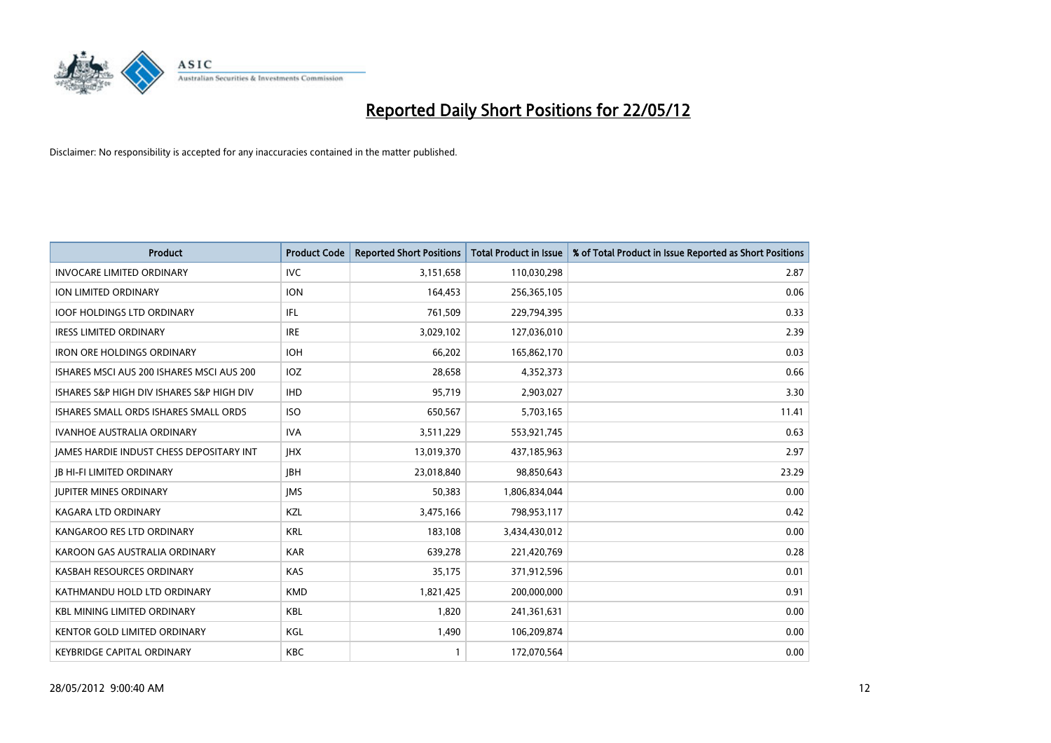# Reported Daily Short Positions for 22/05/12

Disclaimer: No responsibility is accepted for any inaccuracies contained in the matter published.

| Product | Product Code | Reported Short Positions | Total Product in Issue | % of Total Product in Issue Reported as Short Positions |
|---|---|---|---|---|
| INVOCARE LIMITED ORDINARY | IVC | 3,151,658 | 110,030,298 | 2.87 |
| ION LIMITED ORDINARY | ION | 164,453 | 256,365,105 | 0.06 |
| IOOF HOLDINGS LTD ORDINARY | IFL | 761,509 | 229,794,395 | 0.33 |
| IRESS LIMITED ORDINARY | IRE | 3,029,102 | 127,036,010 | 2.39 |
| IRON ORE HOLDINGS ORDINARY | IOH | 66,202 | 165,862,170 | 0.03 |
| ISHARES MSCI AUS 200 ISHARES MSCI AUS 200 | IOZ | 28,658 | 4,352,373 | 0.66 |
| ISHARES S&P HIGH DIV ISHARES S&P HIGH DIV | IHD | 95,719 | 2,903,027 | 3.30 |
| ISHARES SMALL ORDS ISHARES SMALL ORDS | ISO | 650,567 | 5,703,165 | 11.41 |
| IVANHOE AUSTRALIA ORDINARY | IVA | 3,511,229 | 553,921,745 | 0.63 |
| JAMES HARDIE INDUST CHESS DEPOSITARY INT | JHX | 13,019,370 | 437,185,963 | 2.97 |
| JB HI-FI LIMITED ORDINARY | JBH | 23,018,840 | 98,850,643 | 23.29 |
| JUPITER MINES ORDINARY | JMS | 50,383 | 1,806,834,044 | 0.00 |
| KAGARA LTD ORDINARY | KZL | 3,475,166 | 798,953,117 | 0.42 |
| KANGAROO RES LTD ORDINARY | KRL | 183,108 | 3,434,430,012 | 0.00 |
| KAROON GAS AUSTRALIA ORDINARY | KAR | 639,278 | 221,420,769 | 0.28 |
| KASBAH RESOURCES ORDINARY | KAS | 35,175 | 371,912,596 | 0.01 |
| KATHMANDU HOLD LTD ORDINARY | KMD | 1,821,425 | 200,000,000 | 0.91 |
| KBL MINING LIMITED ORDINARY | KBL | 1,820 | 241,361,631 | 0.00 |
| KENTOR GOLD LIMITED ORDINARY | KGL | 1,490 | 106,209,874 | 0.00 |
| KEYBRIDGE CAPITAL ORDINARY | KBC | 1 | 172,070,564 | 0.00 |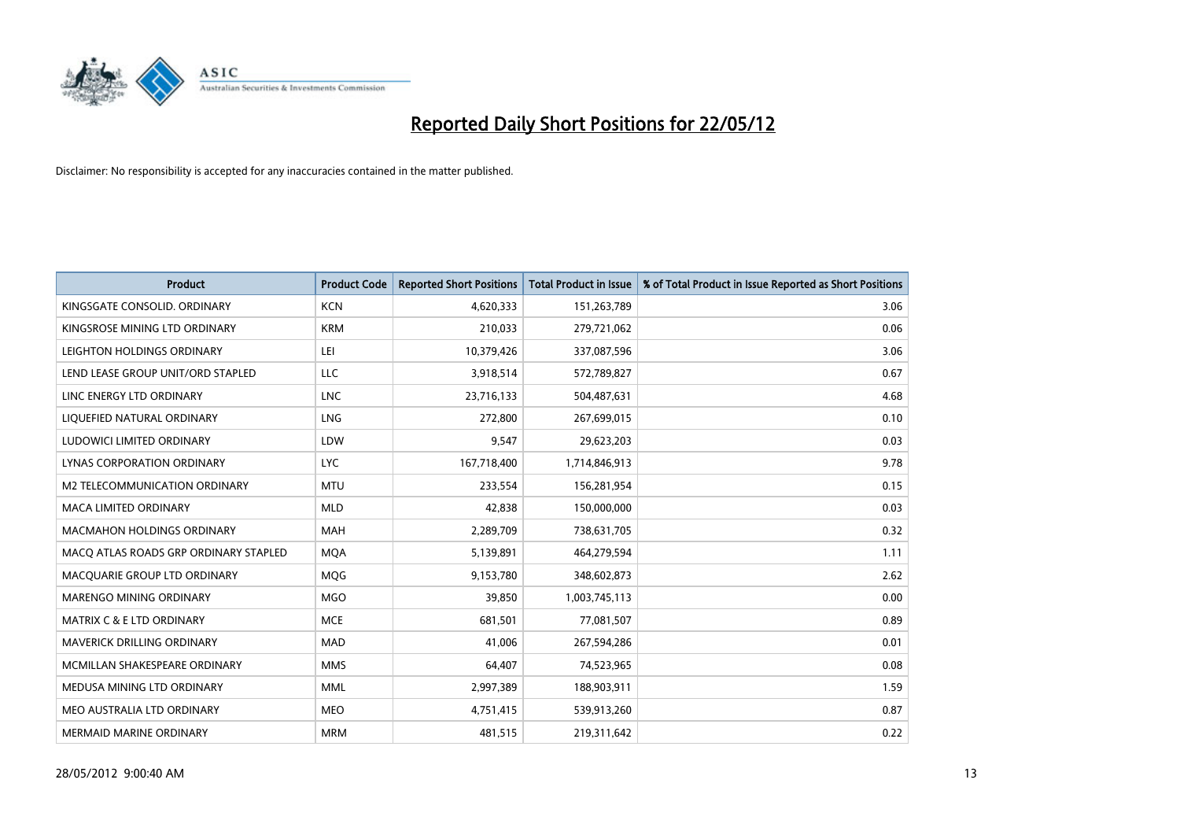# Reported Daily Short Positions for 22/05/12

Disclaimer: No responsibility is accepted for any inaccuracies contained in the matter published.

| Product | Product Code | Reported Short Positions | Total Product in Issue | % of Total Product in Issue Reported as Short Positions |
|---|---|---|---|---|
| KINGSGATE CONSOLID. ORDINARY | KCN | 4,620,333 | 151,263,789 | 3.06 |
| KINGSROSE MINING LTD ORDINARY | KRM | 210,033 | 279,721,062 | 0.06 |
| LEIGHTON HOLDINGS ORDINARY | LEI | 10,379,426 | 337,087,596 | 3.06 |
| LEND LEASE GROUP UNIT/ORD STAPLED | LLC | 3,918,514 | 572,789,827 | 0.67 |
| LINC ENERGY LTD ORDINARY | LNC | 23,716,133 | 504,487,631 | 4.68 |
| LIQUEFIED NATURAL ORDINARY | LNG | 272,800 | 267,699,015 | 0.10 |
| LUDOWICI LIMITED ORDINARY | LDW | 9,547 | 29,623,203 | 0.03 |
| LYNAS CORPORATION ORDINARY | LYC | 167,718,400 | 1,714,846,913 | 9.78 |
| M2 TELECOMMUNICATION ORDINARY | MTU | 233,554 | 156,281,954 | 0.15 |
| MACA LIMITED ORDINARY | MLD | 42,838 | 150,000,000 | 0.03 |
| MACMAHON HOLDINGS ORDINARY | MAH | 2,289,709 | 738,631,705 | 0.32 |
| MACQ ATLAS ROADS GRP ORDINARY STAPLED | MQA | 5,139,891 | 464,279,594 | 1.11 |
| MACQUARIE GROUP LTD ORDINARY | MQG | 9,153,780 | 348,602,873 | 2.62 |
| MARENGO MINING ORDINARY | MGO | 39,850 | 1,003,745,113 | 0.00 |
| MATRIX C & E LTD ORDINARY | MCE | 681,501 | 77,081,507 | 0.89 |
| MAVERICK DRILLING ORDINARY | MAD | 41,006 | 267,594,286 | 0.01 |
| MCMILLAN SHAKESPEARE ORDINARY | MMS | 64,407 | 74,523,965 | 0.08 |
| MEDUSA MINING LTD ORDINARY | MML | 2,997,389 | 188,903,911 | 1.59 |
| MEO AUSTRALIA LTD ORDINARY | MEO | 4,751,415 | 539,913,260 | 0.87 |
| MERMAID MARINE ORDINARY | MRM | 481,515 | 219,311,642 | 0.22 |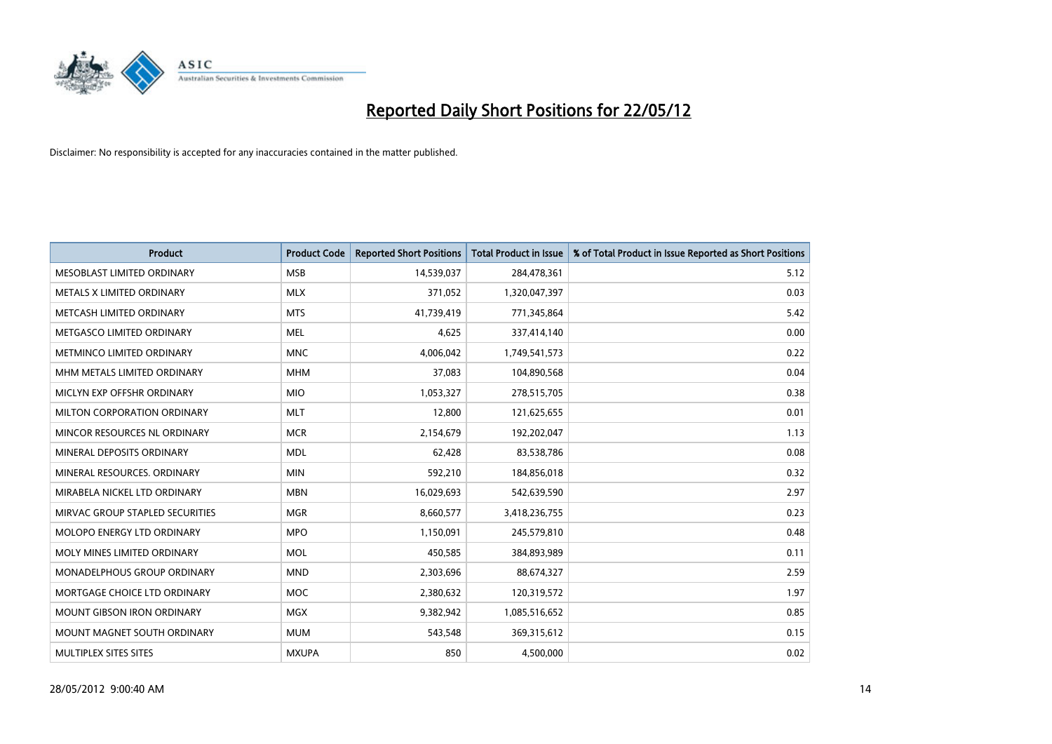# Reported Daily Short Positions for 22/05/12

Disclaimer: No responsibility is accepted for any inaccuracies contained in the matter published.

| Product | Product Code | Reported Short Positions | Total Product in Issue | % of Total Product in Issue Reported as Short Positions |
|---|---|---|---|---|
| MESOBLAST LIMITED ORDINARY | MSB | 14,539,037 | 284,478,361 | 5.12 |
| METALS X LIMITED ORDINARY | MLX | 371,052 | 1,320,047,397 | 0.03 |
| METCASH LIMITED ORDINARY | MTS | 41,739,419 | 771,345,864 | 5.42 |
| METGASCO LIMITED ORDINARY | MEL | 4,625 | 337,414,140 | 0.00 |
| METMINCO LIMITED ORDINARY | MNC | 4,006,042 | 1,749,541,573 | 0.22 |
| MHM METALS LIMITED ORDINARY | MHM | 37,083 | 104,890,568 | 0.04 |
| MICLYN EXP OFFSHR ORDINARY | MIO | 1,053,327 | 278,515,705 | 0.38 |
| MILTON CORPORATION ORDINARY | MLT | 12,800 | 121,625,655 | 0.01 |
| MINCOR RESOURCES NL ORDINARY | MCR | 2,154,679 | 192,202,047 | 1.13 |
| MINERAL DEPOSITS ORDINARY | MDL | 62,428 | 83,538,786 | 0.08 |
| MINERAL RESOURCES. ORDINARY | MIN | 592,210 | 184,856,018 | 0.32 |
| MIRABELA NICKEL LTD ORDINARY | MBN | 16,029,693 | 542,639,590 | 2.97 |
| MIRVAC GROUP STAPLED SECURITIES | MGR | 8,660,577 | 3,418,236,755 | 0.23 |
| MOLOPO ENERGY LTD ORDINARY | MPO | 1,150,091 | 245,579,810 | 0.48 |
| MOLY MINES LIMITED ORDINARY | MOL | 450,585 | 384,893,989 | 0.11 |
| MONADELPHOUS GROUP ORDINARY | MND | 2,303,696 | 88,674,327 | 2.59 |
| MORTGAGE CHOICE LTD ORDINARY | MOC | 2,380,632 | 120,319,572 | 1.97 |
| MOUNT GIBSON IRON ORDINARY | MGX | 9,382,942 | 1,085,516,652 | 0.85 |
| MOUNT MAGNET SOUTH ORDINARY | MUM | 543,548 | 369,315,612 | 0.15 |
| MULTIPLEX SITES SITES | MXUPA | 850 | 4,500,000 | 0.02 |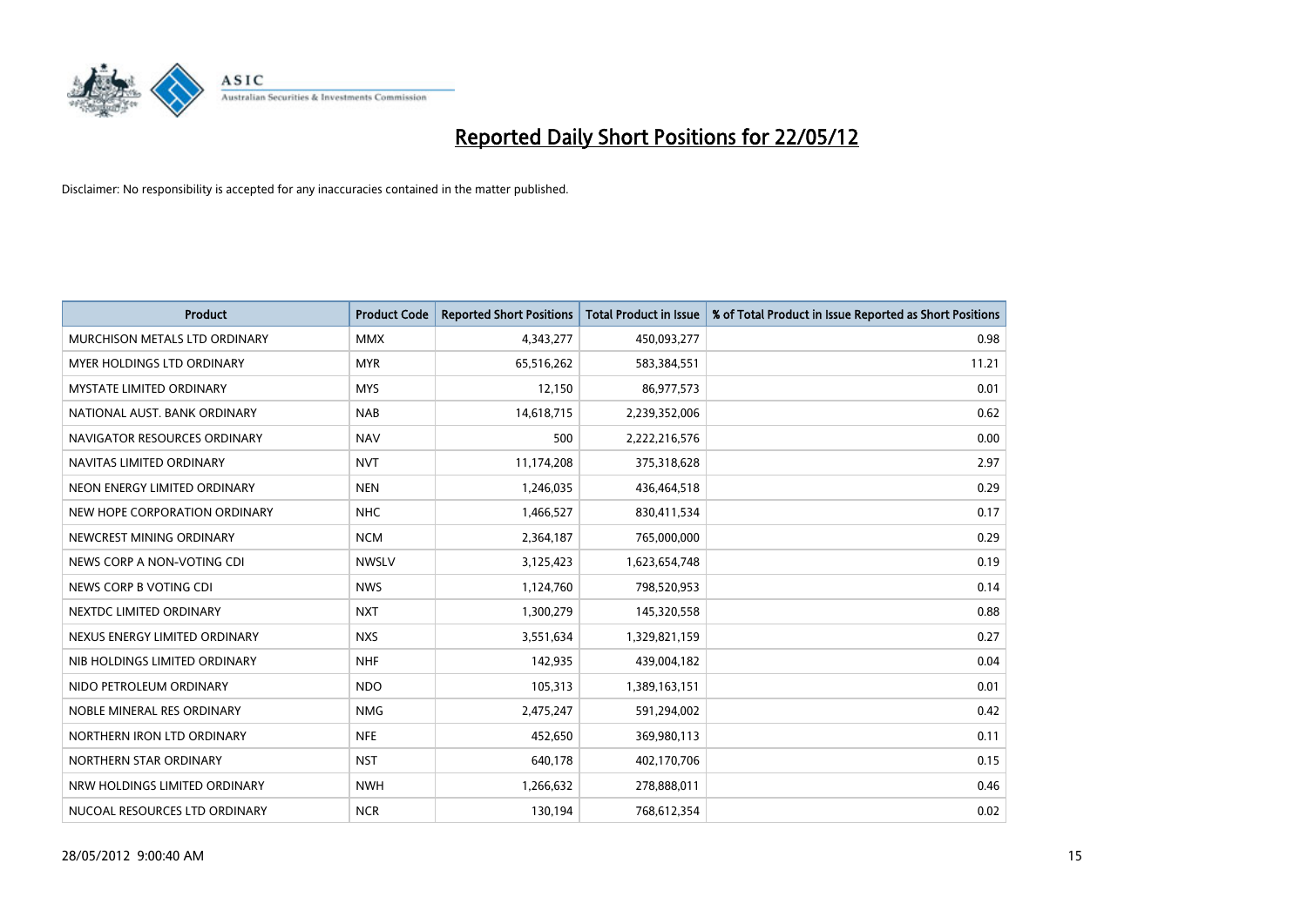# Reported Daily Short Positions for 22/05/12

Disclaimer: No responsibility is accepted for any inaccuracies contained in the matter published.

| Product | Product Code | Reported Short Positions | Total Product in Issue | % of Total Product in Issue Reported as Short Positions |
|---|---|---|---|---|
| MURCHISON METALS LTD ORDINARY | MMX | 4,343,277 | 450,093,277 | 0.98 |
| MYER HOLDINGS LTD ORDINARY | MYR | 65,516,262 | 583,384,551 | 11.21 |
| MYSTATE LIMITED ORDINARY | MYS | 12,150 | 86,977,573 | 0.01 |
| NATIONAL AUST. BANK ORDINARY | NAB | 14,618,715 | 2,239,352,006 | 0.62 |
| NAVIGATOR RESOURCES ORDINARY | NAV | 500 | 2,222,216,576 | 0.00 |
| NAVITAS LIMITED ORDINARY | NVT | 11,174,208 | 375,318,628 | 2.97 |
| NEON ENERGY LIMITED ORDINARY | NEN | 1,246,035 | 436,464,518 | 0.29 |
| NEW HOPE CORPORATION ORDINARY | NHC | 1,466,527 | 830,411,534 | 0.17 |
| NEWCREST MINING ORDINARY | NCM | 2,364,187 | 765,000,000 | 0.29 |
| NEWS CORP A NON-VOTING CDI | NWSLV | 3,125,423 | 1,623,654,748 | 0.19 |
| NEWS CORP B VOTING CDI | NWS | 1,124,760 | 798,520,953 | 0.14 |
| NEXTDC LIMITED ORDINARY | NXT | 1,300,279 | 145,320,558 | 0.88 |
| NEXUS ENERGY LIMITED ORDINARY | NXS | 3,551,634 | 1,329,821,159 | 0.27 |
| NIB HOLDINGS LIMITED ORDINARY | NHF | 142,935 | 439,004,182 | 0.04 |
| NIDO PETROLEUM ORDINARY | NDO | 105,313 | 1,389,163,151 | 0.01 |
| NOBLE MINERAL RES ORDINARY | NMG | 2,475,247 | 591,294,002 | 0.42 |
| NORTHERN IRON LTD ORDINARY | NFE | 452,650 | 369,980,113 | 0.11 |
| NORTHERN STAR ORDINARY | NST | 640,178 | 402,170,706 | 0.15 |
| NRW HOLDINGS LIMITED ORDINARY | NWH | 1,266,632 | 278,888,011 | 0.46 |
| NUCOAL RESOURCES LTD ORDINARY | NCR | 130,194 | 768,612,354 | 0.02 |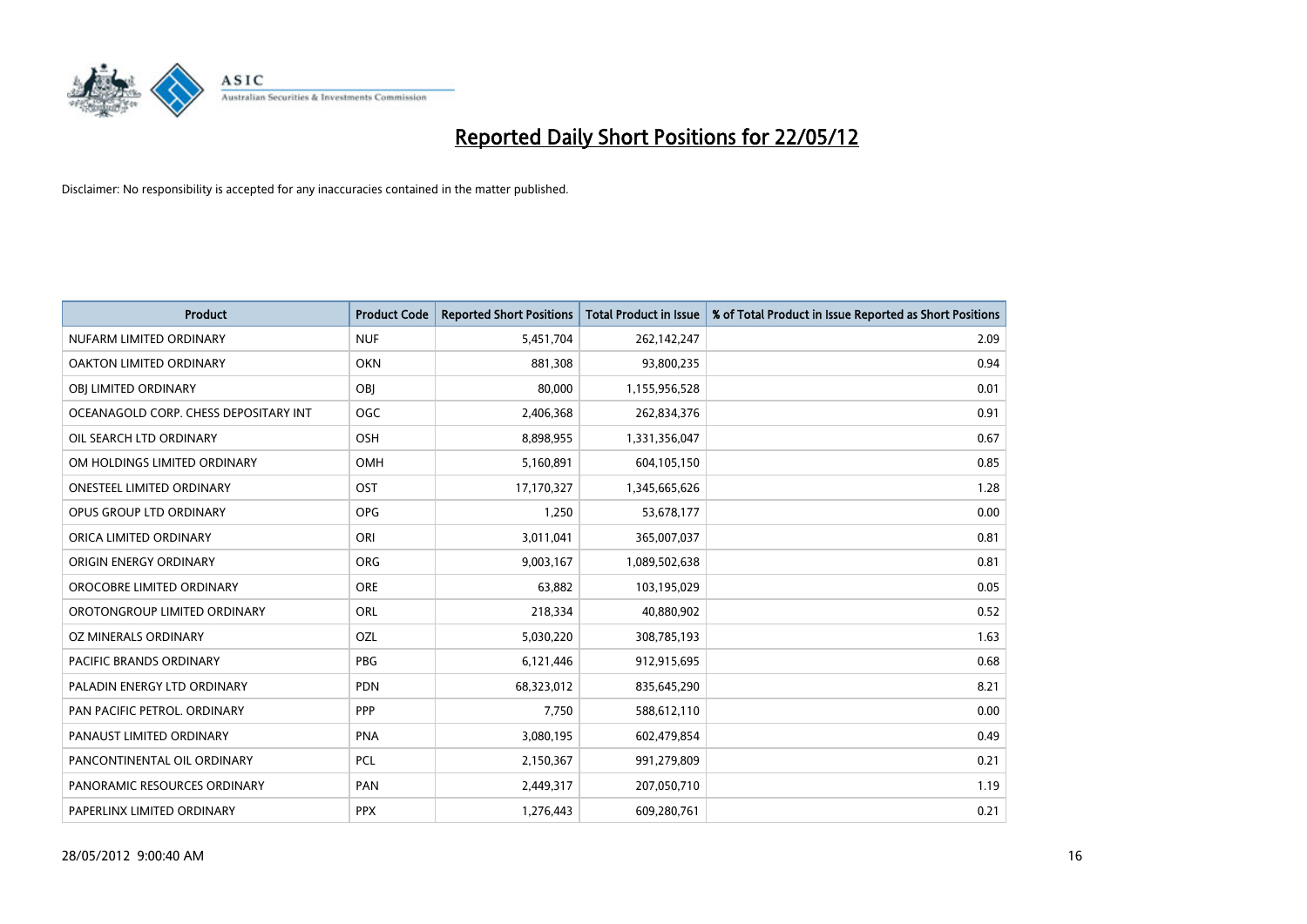# Reported Daily Short Positions for 22/05/12

Disclaimer: No responsibility is accepted for any inaccuracies contained in the matter published.

| Product | Product Code | Reported Short Positions | Total Product in Issue | % of Total Product in Issue Reported as Short Positions |
|---|---|---|---|---|
| NUFARM LIMITED ORDINARY | NUF | 5,451,704 | 262,142,247 | 2.09 |
| OAKTON LIMITED ORDINARY | OKN | 881,308 | 93,800,235 | 0.94 |
| OBJ LIMITED ORDINARY | OBJ | 80,000 | 1,155,956,528 | 0.01 |
| OCEANAGOLD CORP. CHESS DEPOSITARY INT | OGC | 2,406,368 | 262,834,376 | 0.91 |
| OIL SEARCH LTD ORDINARY | OSH | 8,898,955 | 1,331,356,047 | 0.67 |
| OM HOLDINGS LIMITED ORDINARY | OMH | 5,160,891 | 604,105,150 | 0.85 |
| ONESTEEL LIMITED ORDINARY | OST | 17,170,327 | 1,345,665,626 | 1.28 |
| OPUS GROUP LTD ORDINARY | OPG | 1,250 | 53,678,177 | 0.00 |
| ORICA LIMITED ORDINARY | ORI | 3,011,041 | 365,007,037 | 0.81 |
| ORIGIN ENERGY ORDINARY | ORG | 9,003,167 | 1,089,502,638 | 0.81 |
| OROCOBRE LIMITED ORDINARY | ORE | 63,882 | 103,195,029 | 0.05 |
| OROTONGROUP LIMITED ORDINARY | ORL | 218,334 | 40,880,902 | 0.52 |
| OZ MINERALS ORDINARY | OZL | 5,030,220 | 308,785,193 | 1.63 |
| PACIFIC BRANDS ORDINARY | PBG | 6,121,446 | 912,915,695 | 0.68 |
| PALADIN ENERGY LTD ORDINARY | PDN | 68,323,012 | 835,645,290 | 8.21 |
| PAN PACIFIC PETROL. ORDINARY | PPP | 7,750 | 588,612,110 | 0.00 |
| PANAUST LIMITED ORDINARY | PNA | 3,080,195 | 602,479,854 | 0.49 |
| PANCONTINENTAL OIL ORDINARY | PCL | 2,150,367 | 991,279,809 | 0.21 |
| PANORAMIC RESOURCES ORDINARY | PAN | 2,449,317 | 207,050,710 | 1.19 |
| PAPERLINX LIMITED ORDINARY | PPX | 1,276,443 | 609,280,761 | 0.21 |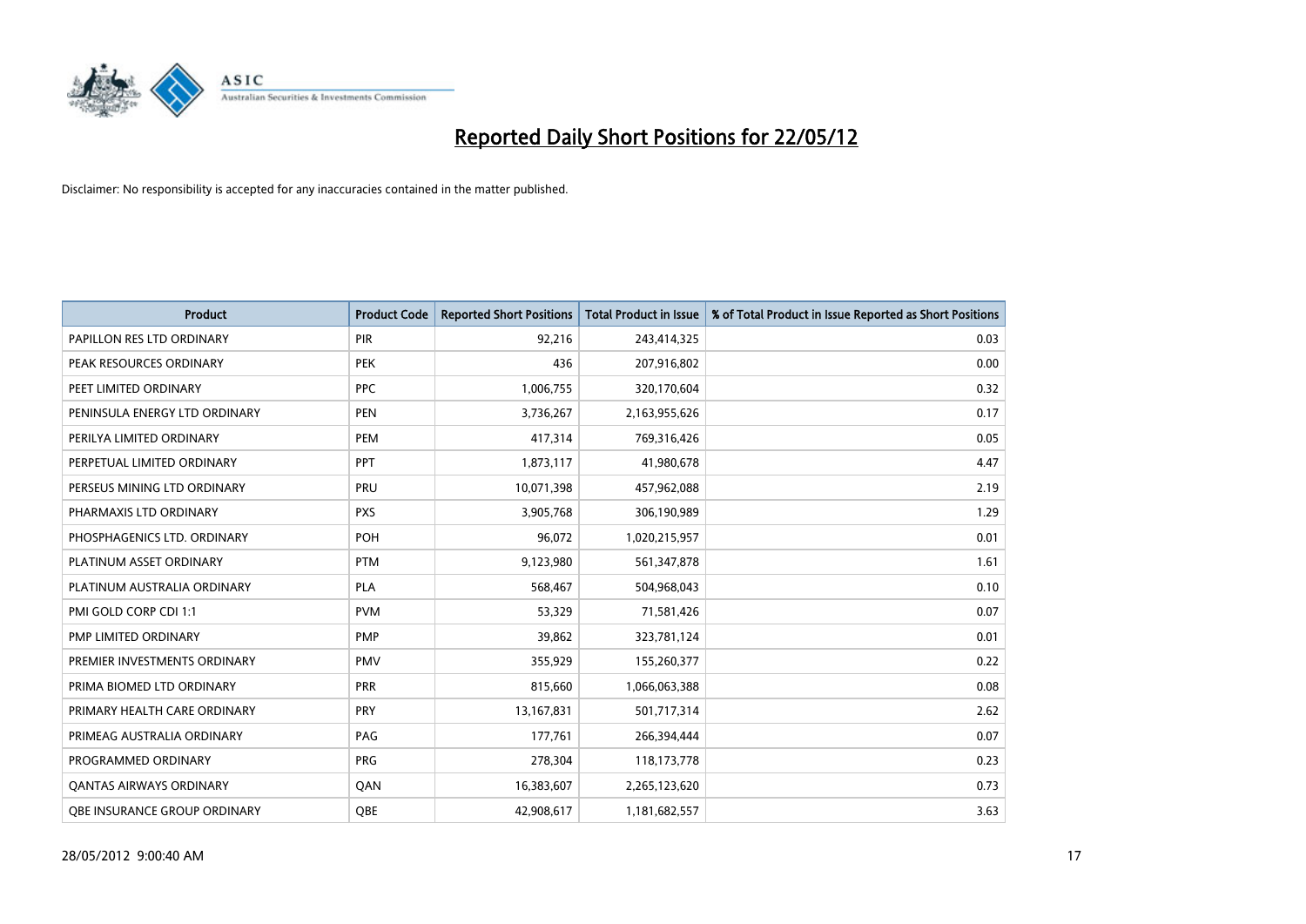# Reported Daily Short Positions for 22/05/12

Disclaimer: No responsibility is accepted for any inaccuracies contained in the matter published.

| Product | Product Code | Reported Short Positions | Total Product in Issue | % of Total Product in Issue Reported as Short Positions |
|---|---|---|---|---|
| PAPILLON RES LTD ORDINARY | PIR | 92,216 | 243,414,325 | 0.03 |
| PEAK RESOURCES ORDINARY | PEK | 436 | 207,916,802 | 0.00 |
| PEET LIMITED ORDINARY | PPC | 1,006,755 | 320,170,604 | 0.32 |
| PENINSULA ENERGY LTD ORDINARY | PEN | 3,736,267 | 2,163,955,626 | 0.17 |
| PERILYA LIMITED ORDINARY | PEM | 417,314 | 769,316,426 | 0.05 |
| PERPETUAL LIMITED ORDINARY | PPT | 1,873,117 | 41,980,678 | 4.47 |
| PERSEUS MINING LTD ORDINARY | PRU | 10,071,398 | 457,962,088 | 2.19 |
| PHARMAXIS LTD ORDINARY | PXS | 3,905,768 | 306,190,989 | 1.29 |
| PHOSPHAGENICS LTD. ORDINARY | POH | 96,072 | 1,020,215,957 | 0.01 |
| PLATINUM ASSET ORDINARY | PTM | 9,123,980 | 561,347,878 | 1.61 |
| PLATINUM AUSTRALIA ORDINARY | PLA | 568,467 | 504,968,043 | 0.10 |
| PMI GOLD CORP CDI 1:1 | PVM | 53,329 | 71,581,426 | 0.07 |
| PMP LIMITED ORDINARY | PMP | 39,862 | 323,781,124 | 0.01 |
| PREMIER INVESTMENTS ORDINARY | PMV | 355,929 | 155,260,377 | 0.22 |
| PRIMA BIOMED LTD ORDINARY | PRR | 815,660 | 1,066,063,388 | 0.08 |
| PRIMARY HEALTH CARE ORDINARY | PRY | 13,167,831 | 501,717,314 | 2.62 |
| PRIMEAG AUSTRALIA ORDINARY | PAG | 177,761 | 266,394,444 | 0.07 |
| PROGRAMMED ORDINARY | PRG | 278,304 | 118,173,778 | 0.23 |
| QANTAS AIRWAYS ORDINARY | QAN | 16,383,607 | 2,265,123,620 | 0.73 |
| QBE INSURANCE GROUP ORDINARY | QBE | 42,908,617 | 1,181,682,557 | 3.63 |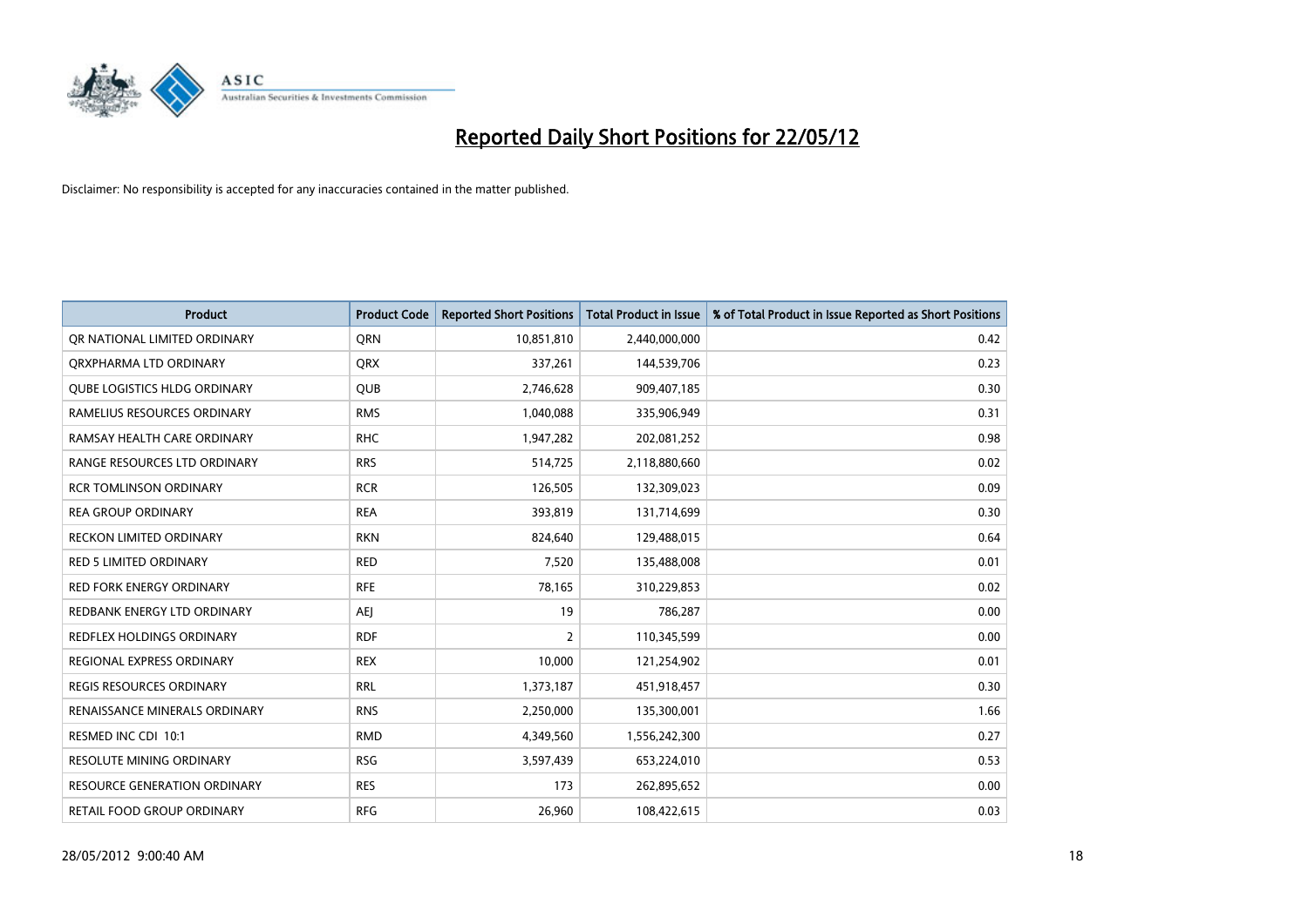# Reported Daily Short Positions for 22/05/12

Disclaimer: No responsibility is accepted for any inaccuracies contained in the matter published.

| Product | Product Code | Reported Short Positions | Total Product in Issue | % of Total Product in Issue Reported as Short Positions |
|---|---|---|---|---|
| QR NATIONAL LIMITED ORDINARY | QRN | 10,851,810 | 2,440,000,000 | 0.42 |
| QRXPHARMA LTD ORDINARY | QRX | 337,261 | 144,539,706 | 0.23 |
| QUBE LOGISTICS HLDG ORDINARY | QUB | 2,746,628 | 909,407,185 | 0.30 |
| RAMELIUS RESOURCES ORDINARY | RMS | 1,040,088 | 335,906,949 | 0.31 |
| RAMSAY HEALTH CARE ORDINARY | RHC | 1,947,282 | 202,081,252 | 0.98 |
| RANGE RESOURCES LTD ORDINARY | RRS | 514,725 | 2,118,880,660 | 0.02 |
| RCR TOMLINSON ORDINARY | RCR | 126,505 | 132,309,023 | 0.09 |
| REA GROUP ORDINARY | REA | 393,819 | 131,714,699 | 0.30 |
| RECKON LIMITED ORDINARY | RKN | 824,640 | 129,488,015 | 0.64 |
| RED 5 LIMITED ORDINARY | RED | 7,520 | 135,488,008 | 0.01 |
| RED FORK ENERGY ORDINARY | RFE | 78,165 | 310,229,853 | 0.02 |
| REDBANK ENERGY LTD ORDINARY | AEJ | 19 | 786,287 | 0.00 |
| REDFLEX HOLDINGS ORDINARY | RDF | 2 | 110,345,599 | 0.00 |
| REGIONAL EXPRESS ORDINARY | REX | 10,000 | 121,254,902 | 0.01 |
| REGIS RESOURCES ORDINARY | RRL | 1,373,187 | 451,918,457 | 0.30 |
| RENAISSANCE MINERALS ORDINARY | RNS | 2,250,000 | 135,300,001 | 1.66 |
| RESMED INC CDI 10:1 | RMD | 4,349,560 | 1,556,242,300 | 0.27 |
| RESOLUTE MINING ORDINARY | RSG | 3,597,439 | 653,224,010 | 0.53 |
| RESOURCE GENERATION ORDINARY | RES | 173 | 262,895,652 | 0.00 |
| RETAIL FOOD GROUP ORDINARY | RFG | 26,960 | 108,422,615 | 0.03 |

28/05/2012 9:00:40 AM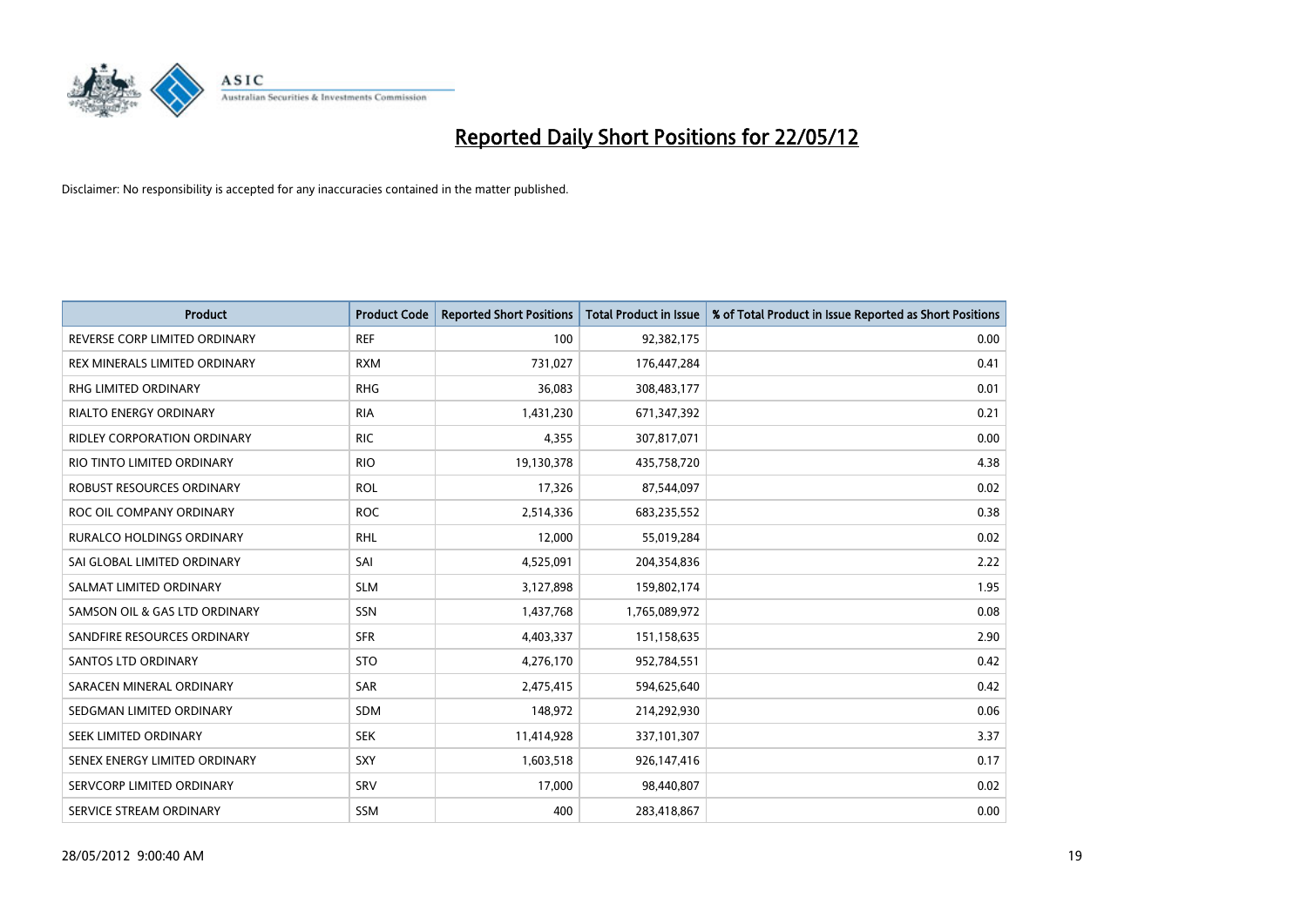# Reported Daily Short Positions for 22/05/12

Disclaimer: No responsibility is accepted for any inaccuracies contained in the matter published.

| Product | Product Code | Reported Short Positions | Total Product in Issue | % of Total Product in Issue Reported as Short Positions |
|---|---|---|---|---|
| REVERSE CORP LIMITED ORDINARY | REF | 100 | 92,382,175 | 0.00 |
| REX MINERALS LIMITED ORDINARY | RXM | 731,027 | 176,447,284 | 0.41 |
| RHG LIMITED ORDINARY | RHG | 36,083 | 308,483,177 | 0.01 |
| RIALTO ENERGY ORDINARY | RIA | 1,431,230 | 671,347,392 | 0.21 |
| RIDLEY CORPORATION ORDINARY | RIC | 4,355 | 307,817,071 | 0.00 |
| RIO TINTO LIMITED ORDINARY | RIO | 19,130,378 | 435,758,720 | 4.38 |
| ROBUST RESOURCES ORDINARY | ROL | 17,326 | 87,544,097 | 0.02 |
| ROC OIL COMPANY ORDINARY | ROC | 2,514,336 | 683,235,552 | 0.38 |
| RURALCO HOLDINGS ORDINARY | RHL | 12,000 | 55,019,284 | 0.02 |
| SAI GLOBAL LIMITED ORDINARY | SAI | 4,525,091 | 204,354,836 | 2.22 |
| SALMAT LIMITED ORDINARY | SLM | 3,127,898 | 159,802,174 | 1.95 |
| SAMSON OIL & GAS LTD ORDINARY | SSN | 1,437,768 | 1,765,089,972 | 0.08 |
| SANDFIRE RESOURCES ORDINARY | SFR | 4,403,337 | 151,158,635 | 2.90 |
| SANTOS LTD ORDINARY | STO | 4,276,170 | 952,784,551 | 0.42 |
| SARACEN MINERAL ORDINARY | SAR | 2,475,415 | 594,625,640 | 0.42 |
| SEDGMAN LIMITED ORDINARY | SDM | 148,972 | 214,292,930 | 0.06 |
| SEEK LIMITED ORDINARY | SEK | 11,414,928 | 337,101,307 | 3.37 |
| SENEX ENERGY LIMITED ORDINARY | SXY | 1,603,518 | 926,147,416 | 0.17 |
| SERVCORP LIMITED ORDINARY | SRV | 17,000 | 98,440,807 | 0.02 |
| SERVICE STREAM ORDINARY | SSM | 400 | 283,418,867 | 0.00 |

28/05/2012 9:00:40 AM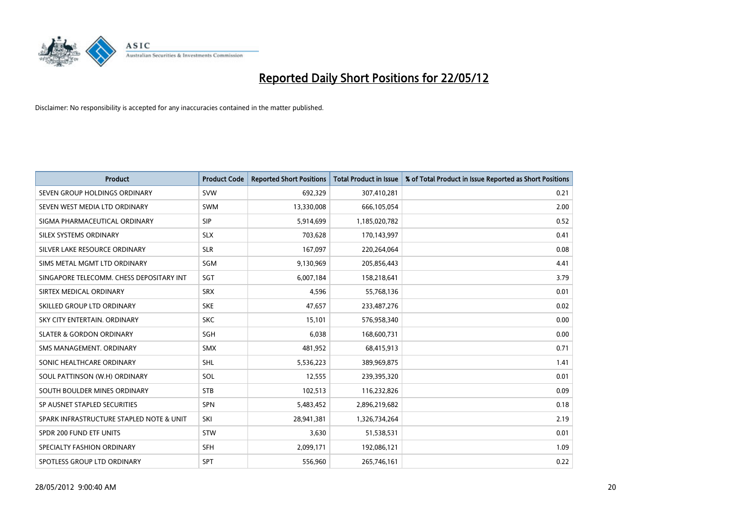# Reported Daily Short Positions for 22/05/12

Disclaimer: No responsibility is accepted for any inaccuracies contained in the matter published.

| Product | Product Code | Reported Short Positions | Total Product in Issue | % of Total Product in Issue Reported as Short Positions |
|---|---|---|---|---|
| SEVEN GROUP HOLDINGS ORDINARY | SVW | 692,329 | 307,410,281 | 0.21 |
| SEVEN WEST MEDIA LTD ORDINARY | SWM | 13,330,008 | 666,105,054 | 2.00 |
| SIGMA PHARMACEUTICAL ORDINARY | SIP | 5,914,699 | 1,185,020,782 | 0.52 |
| SILEX SYSTEMS ORDINARY | SLX | 703,628 | 170,143,997 | 0.41 |
| SILVER LAKE RESOURCE ORDINARY | SLR | 167,097 | 220,264,064 | 0.08 |
| SIMS METAL MGMT LTD ORDINARY | SGM | 9,130,969 | 205,856,443 | 4.41 |
| SINGAPORE TELECOMM. CHESS DEPOSITARY INT | SGT | 6,007,184 | 158,218,641 | 3.79 |
| SIRTEX MEDICAL ORDINARY | SRX | 4,596 | 55,768,136 | 0.01 |
| SKILLED GROUP LTD ORDINARY | SKE | 47,657 | 233,487,276 | 0.02 |
| SKY CITY ENTERTAIN. ORDINARY | SKC | 15,101 | 576,958,340 | 0.00 |
| SLATER & GORDON ORDINARY | SGH | 6,038 | 168,600,731 | 0.00 |
| SMS MANAGEMENT. ORDINARY | SMX | 481,952 | 68,415,913 | 0.71 |
| SONIC HEALTHCARE ORDINARY | SHL | 5,536,223 | 389,969,875 | 1.41 |
| SOUL PATTINSON (W.H) ORDINARY | SOL | 12,555 | 239,395,320 | 0.01 |
| SOUTH BOULDER MINES ORDINARY | STB | 102,513 | 116,232,826 | 0.09 |
| SP AUSNET STAPLED SECURITIES | SPN | 5,483,452 | 2,896,219,682 | 0.18 |
| SPARK INFRASTRUCTURE STAPLED NOTE & UNIT | SKI | 28,941,381 | 1,326,734,264 | 2.19 |
| SPDR 200 FUND ETF UNITS | STW | 3,630 | 51,538,531 | 0.01 |
| SPECIALTY FASHION ORDINARY | SFH | 2,099,171 | 192,086,121 | 1.09 |
| SPOTLESS GROUP LTD ORDINARY | SPT | 556,960 | 265,746,161 | 0.22 |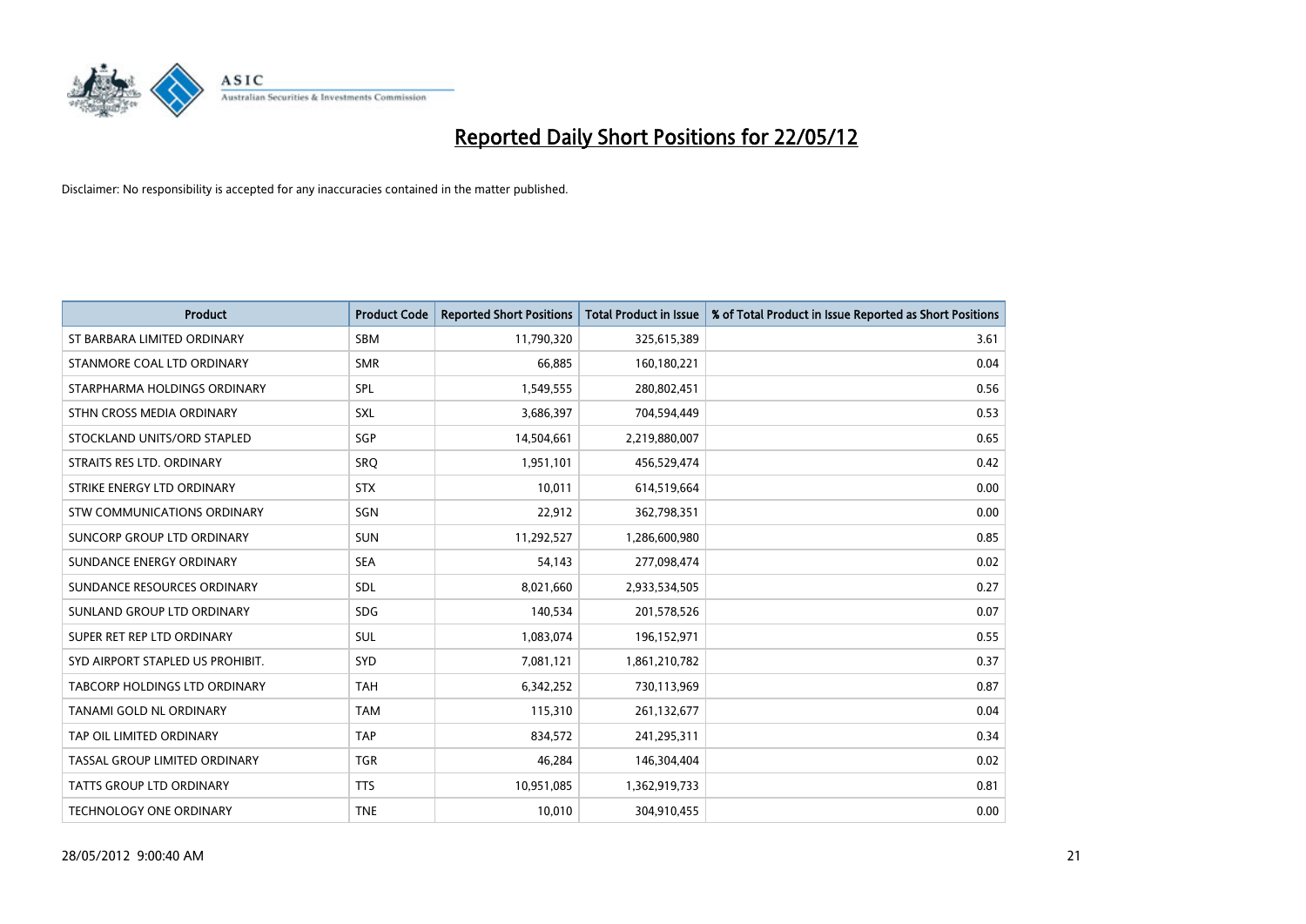# Reported Daily Short Positions for 22/05/12

Disclaimer: No responsibility is accepted for any inaccuracies contained in the matter published.

| Product | Product Code | Reported Short Positions | Total Product in Issue | % of Total Product in Issue Reported as Short Positions |
|---|---|---|---|---|
| ST BARBARA LIMITED ORDINARY | SBM | 11,790,320 | 325,615,389 | 3.61 |
| STANMORE COAL LTD ORDINARY | SMR | 66,885 | 160,180,221 | 0.04 |
| STARPHARMA HOLDINGS ORDINARY | SPL | 1,549,555 | 280,802,451 | 0.56 |
| STHN CROSS MEDIA ORDINARY | SXL | 3,686,397 | 704,594,449 | 0.53 |
| STOCKLAND UNITS/ORD STAPLED | SGP | 14,504,661 | 2,219,880,007 | 0.65 |
| STRAITS RES LTD. ORDINARY | SRQ | 1,951,101 | 456,529,474 | 0.42 |
| STRIKE ENERGY LTD ORDINARY | STX | 10,011 | 614,519,664 | 0.00 |
| STW COMMUNICATIONS ORDINARY | SGN | 22,912 | 362,798,351 | 0.00 |
| SUNCORP GROUP LTD ORDINARY | SUN | 11,292,527 | 1,286,600,980 | 0.85 |
| SUNDANCE ENERGY ORDINARY | SEA | 54,143 | 277,098,474 | 0.02 |
| SUNDANCE RESOURCES ORDINARY | SDL | 8,021,660 | 2,933,534,505 | 0.27 |
| SUNLAND GROUP LTD ORDINARY | SDG | 140,534 | 201,578,526 | 0.07 |
| SUPER RET REP LTD ORDINARY | SUL | 1,083,074 | 196,152,971 | 0.55 |
| SYD AIRPORT STAPLED US PROHIBIT. | SYD | 7,081,121 | 1,861,210,782 | 0.37 |
| TABCORP HOLDINGS LTD ORDINARY | TAH | 6,342,252 | 730,113,969 | 0.87 |
| TANAMI GOLD NL ORDINARY | TAM | 115,310 | 261,132,677 | 0.04 |
| TAP OIL LIMITED ORDINARY | TAP | 834,572 | 241,295,311 | 0.34 |
| TASSAL GROUP LIMITED ORDINARY | TGR | 46,284 | 146,304,404 | 0.02 |
| TATTS GROUP LTD ORDINARY | TTS | 10,951,085 | 1,362,919,733 | 0.81 |
| TECHNOLOGY ONE ORDINARY | TNE | 10,010 | 304,910,455 | 0.00 |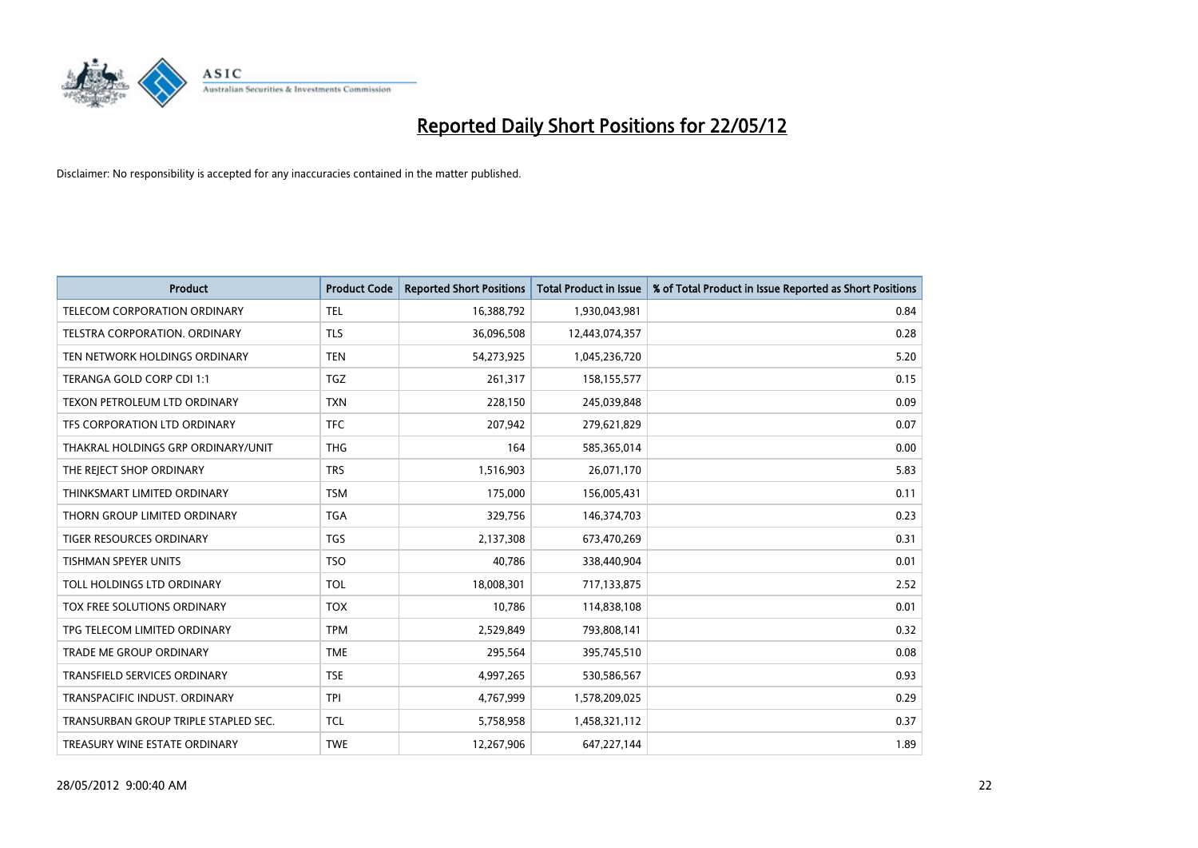# Reported Daily Short Positions for 22/05/12

Disclaimer: No responsibility is accepted for any inaccuracies contained in the matter published.

| Product | Product Code | Reported Short Positions | Total Product in Issue | % of Total Product in Issue Reported as Short Positions |
|---|---|---|---|---|
| TELECOM CORPORATION ORDINARY | TEL | 16,388,792 | 1,930,043,981 | 0.84 |
| TELSTRA CORPORATION. ORDINARY | TLS | 36,096,508 | 12,443,074,357 | 0.28 |
| TEN NETWORK HOLDINGS ORDINARY | TEN | 54,273,925 | 1,045,236,720 | 5.20 |
| TERANGA GOLD CORP CDI 1:1 | TGZ | 261,317 | 158,155,577 | 0.15 |
| TEXON PETROLEUM LTD ORDINARY | TXN | 228,150 | 245,039,848 | 0.09 |
| TFS CORPORATION LTD ORDINARY | TFC | 207,942 | 279,621,829 | 0.07 |
| THAKRAL HOLDINGS GRP ORDINARY/UNIT | THG | 164 | 585,365,014 | 0.00 |
| THE REJECT SHOP ORDINARY | TRS | 1,516,903 | 26,071,170 | 5.83 |
| THINKSMART LIMITED ORDINARY | TSM | 175,000 | 156,005,431 | 0.11 |
| THORN GROUP LIMITED ORDINARY | TGA | 329,756 | 146,374,703 | 0.23 |
| TIGER RESOURCES ORDINARY | TGS | 2,137,308 | 673,470,269 | 0.31 |
| TISHMAN SPEYER UNITS | TSO | 40,786 | 338,440,904 | 0.01 |
| TOLL HOLDINGS LTD ORDINARY | TOL | 18,008,301 | 717,133,875 | 2.52 |
| TOX FREE SOLUTIONS ORDINARY | TOX | 10,786 | 114,838,108 | 0.01 |
| TPG TELECOM LIMITED ORDINARY | TPM | 2,529,849 | 793,808,141 | 0.32 |
| TRADE ME GROUP ORDINARY | TME | 295,564 | 395,745,510 | 0.08 |
| TRANSFIELD SERVICES ORDINARY | TSE | 4,997,265 | 530,586,567 | 0.93 |
| TRANSPACIFIC INDUST. ORDINARY | TPI | 4,767,999 | 1,578,209,025 | 0.29 |
| TRANSURBAN GROUP TRIPLE STAPLED SEC. | TCL | 5,758,958 | 1,458,321,112 | 0.37 |
| TREASURY WINE ESTATE ORDINARY | TWE | 12,267,906 | 647,227,144 | 1.89 |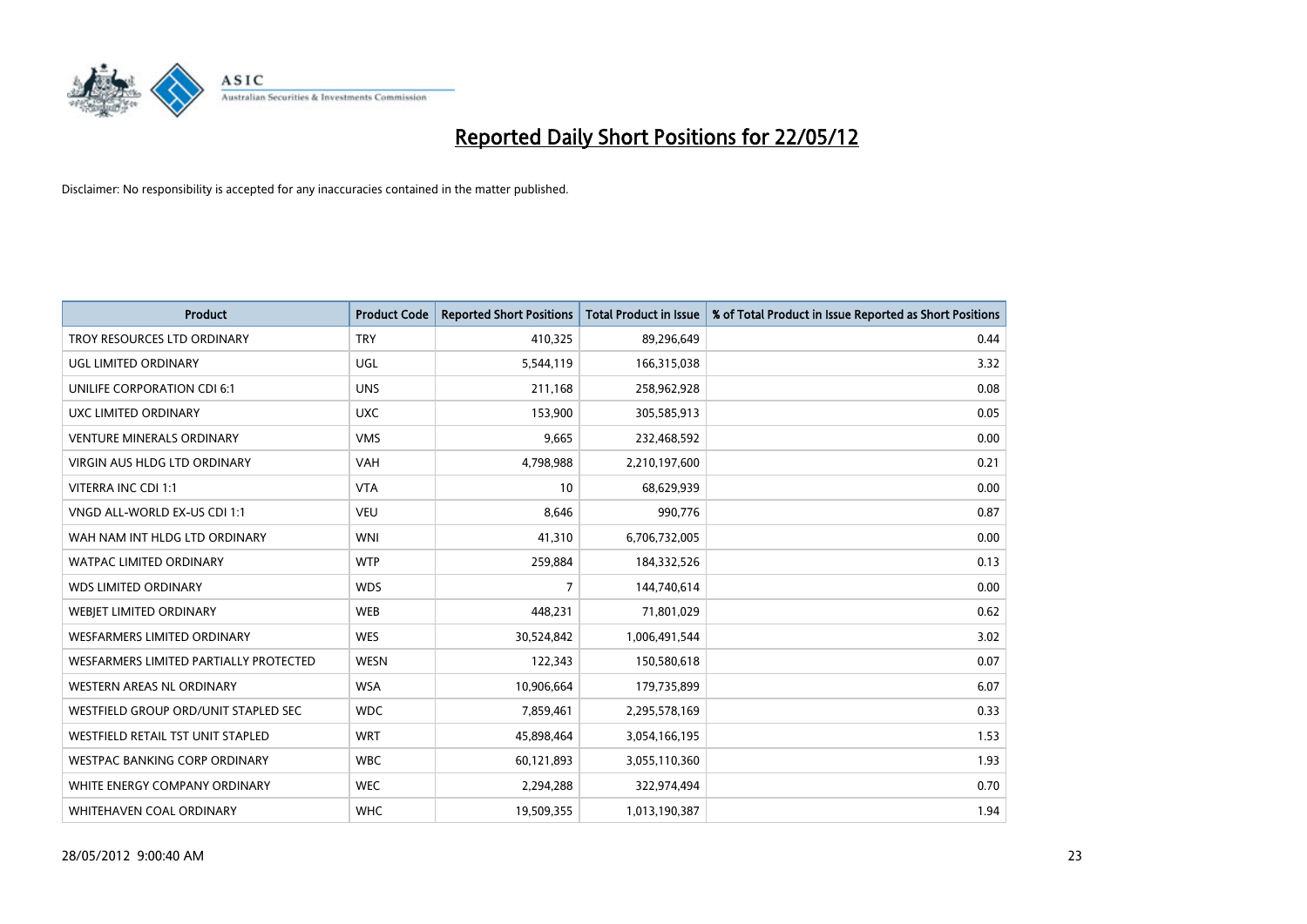# Reported Daily Short Positions for 22/05/12

Disclaimer: No responsibility is accepted for any inaccuracies contained in the matter published.

| Product | Product Code | Reported Short Positions | Total Product in Issue | % of Total Product in Issue Reported as Short Positions |
|---|---|---|---|---|
| TROY RESOURCES LTD ORDINARY | TRY | 410,325 | 89,296,649 | 0.44 |
| UGL LIMITED ORDINARY | UGL | 5,544,119 | 166,315,038 | 3.32 |
| UNILIFE CORPORATION CDI 6:1 | UNS | 211,168 | 258,962,928 | 0.08 |
| UXC LIMITED ORDINARY | UXC | 153,900 | 305,585,913 | 0.05 |
| VENTURE MINERALS ORDINARY | VMS | 9,665 | 232,468,592 | 0.00 |
| VIRGIN AUS HLDG LTD ORDINARY | VAH | 4,798,988 | 2,210,197,600 | 0.21 |
| VITERRA INC CDI 1:1 | VTA | 10 | 68,629,939 | 0.00 |
| VNGD ALL-WORLD EX-US CDI 1:1 | VEU | 8,646 | 990,776 | 0.87 |
| WAH NAM INT HLDG LTD ORDINARY | WNI | 41,310 | 6,706,732,005 | 0.00 |
| WATPAC LIMITED ORDINARY | WTP | 259,884 | 184,332,526 | 0.13 |
| WDS LIMITED ORDINARY | WDS | 7 | 144,740,614 | 0.00 |
| WEBJET LIMITED ORDINARY | WEB | 448,231 | 71,801,029 | 0.62 |
| WESFARMERS LIMITED ORDINARY | WES | 30,524,842 | 1,006,491,544 | 3.02 |
| WESFARMERS LIMITED PARTIALLY PROTECTED | WESN | 122,343 | 150,580,618 | 0.07 |
| WESTERN AREAS NL ORDINARY | WSA | 10,906,664 | 179,735,899 | 6.07 |
| WESTFIELD GROUP ORD/UNIT STAPLED SEC | WDC | 7,859,461 | 2,295,578,169 | 0.33 |
| WESTFIELD RETAIL TST UNIT STAPLED | WRT | 45,898,464 | 3,054,166,195 | 1.53 |
| WESTPAC BANKING CORP ORDINARY | WBC | 60,121,893 | 3,055,110,360 | 1.93 |
| WHITE ENERGY COMPANY ORDINARY | WEC | 2,294,288 | 322,974,494 | 0.70 |
| WHITEHAVEN COAL ORDINARY | WHC | 19,509,355 | 1,013,190,387 | 1.94 |

28/05/2012 9:00:40 AM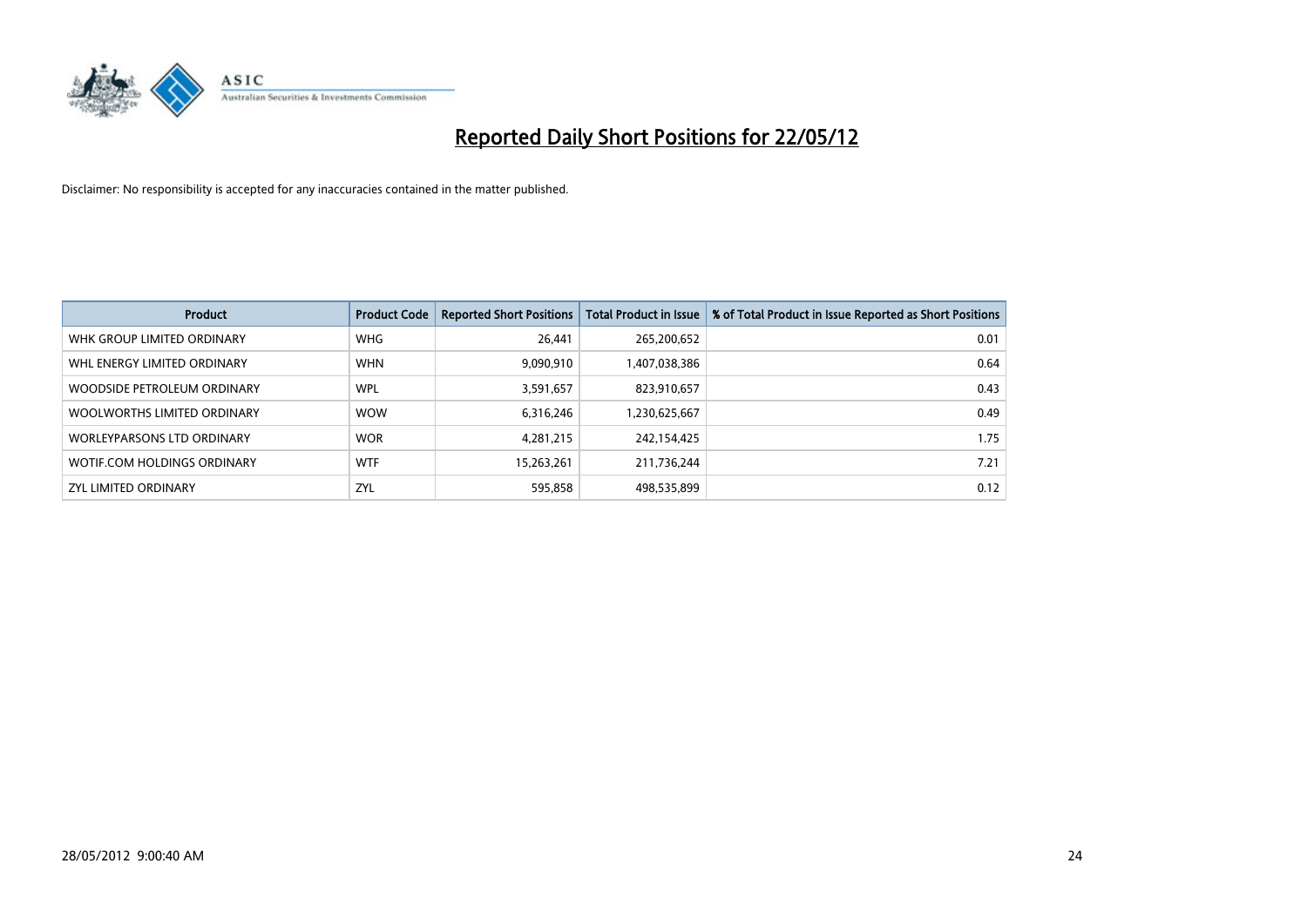# Reported Daily Short Positions for 22/05/12

Disclaimer: No responsibility is accepted for any inaccuracies contained in the matter published.

| Product | Product Code | Reported Short Positions | Total Product in Issue | % of Total Product in Issue Reported as Short Positions |
|---|---|---|---|---|
| WHK GROUP LIMITED ORDINARY | WHG | 26,441 | 265,200,652 | 0.01 |
| WHL ENERGY LIMITED ORDINARY | WHN | 9,090,910 | 1,407,038,386 | 0.64 |
| WOODSIDE PETROLEUM ORDINARY | WPL | 3,591,657 | 823,910,657 | 0.43 |
| WOOLWORTHS LIMITED ORDINARY | WOW | 6,316,246 | 1,230,625,667 | 0.49 |
| WORLEYPARSONS LTD ORDINARY | WOR | 4,281,215 | 242,154,425 | 1.75 |
| WOTIF.COM HOLDINGS ORDINARY | WTF | 15,263,261 | 211,736,244 | 7.21 |
| ZYL LIMITED ORDINARY | ZYL | 595,858 | 498,535,899 | 0.12 |

28/05/2012 9:00:40 AM